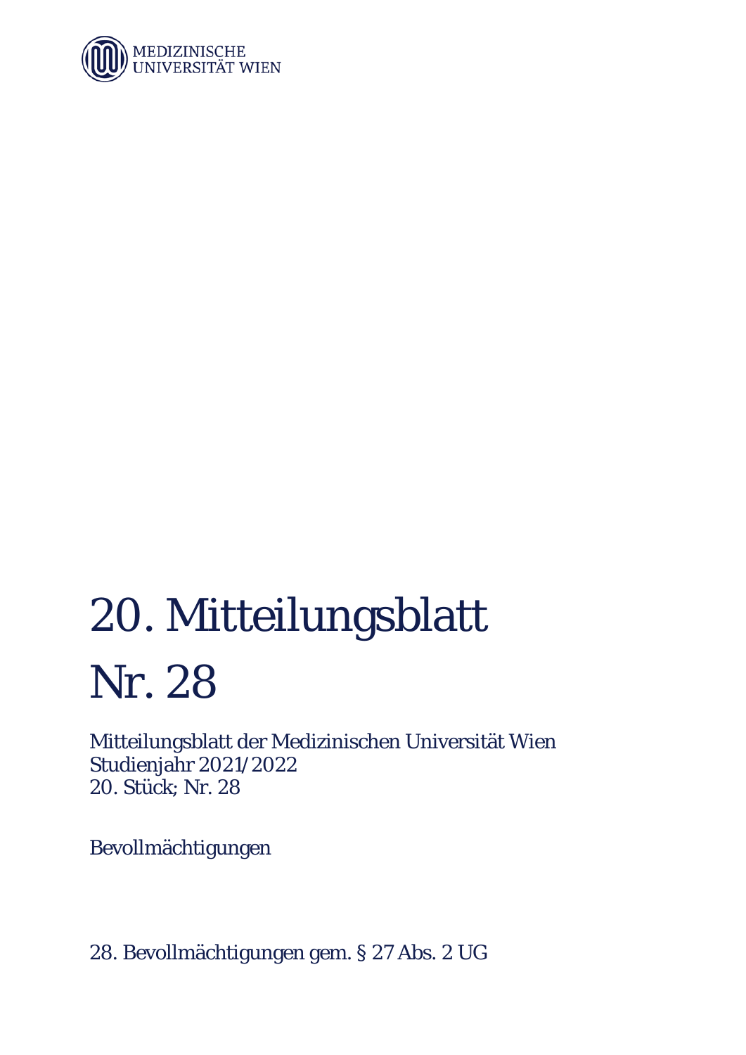MEDIZINISCHE UNIVERSITÄT WIEN

# 20. Mitteilungsblatt Nr. 28

Mitteilungsblatt der Medizinischen Universität Wien
Studienjahr 2021/2022
20. Stück; Nr. 28

Bevollmächtigungen

28. Bevollmächtigungen gem. § 27 Abs. 2 UG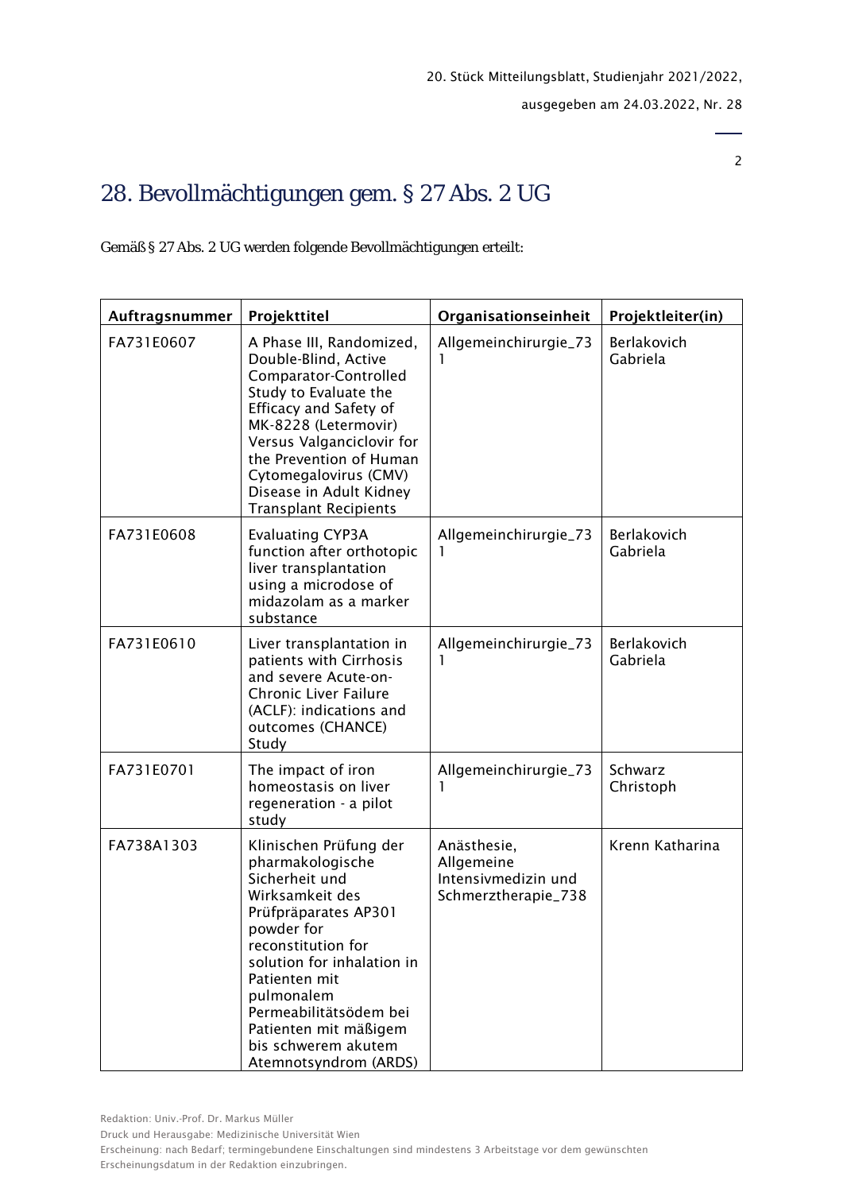# 28. Bevollmächtigungen gem. § 27 Abs. 2 UG

Gemäß § 27 Abs. 2 UG werden folgende Bevollmächtigungen erteilt:

| Auftragsnummer | Projekttitel | Organisationseinheit | Projektleiter(in) |
|---|---|---|---|
| FA731E0607 | A Phase III, Randomized, Double-Blind, Active Comparator-Controlled Study to Evaluate the Efficacy and Safety of MK-8228 (Letermovir) Versus Valganciclovir for the Prevention of Human Cytomegalovirus (CMV) Disease in Adult Kidney Transplant Recipients | Allgemeinchirurgie_731 | Berlakovich Gabriela |
| FA731E0608 | Evaluating CYP3A function after orthotopic liver transplantation using a microdose of midazolam as a marker substance | Allgemeinchirurgie_731 | Berlakovich Gabriela |
| FA731E0610 | Liver transplantation in patients with Cirrhosis and severe Acute-on-Chronic Liver Failure (ACLF): indications and outcomes (CHANCE) Study | Allgemeinchirurgie_731 | Berlakovich Gabriela |
| FA731E0701 | The impact of iron homeostasis on liver regeneration - a pilot study | Allgemeinchirurgie_731 | Schwarz Christoph |
| FA738A1303 | Klinischen Prüfung der pharmakologische Sicherheit und Wirksamkeit des Prüfpräparates AP301 powder for reconstitution for solution for inhalation in Patienten mit pulmonalem Permeabilitätsödem bei Patienten mit mäßigem bis schwerem akutem Atemnotsyndrom (ARDS) | Anästhesie, Allgemeine Intensivmedizin und Schmerztherapie_738 | Krenn Katharina |

Redaktion: Univ.-Prof. Dr. Markus Müller

Druck und Herausgabe: Medizinische Universität Wien

Erscheinung: nach Bedarf; termingebundene Einschaltungen sind mindestens 3 Arbeitstage vor dem gewünschten Erscheinungsdatum in der Redaktion einzubringen.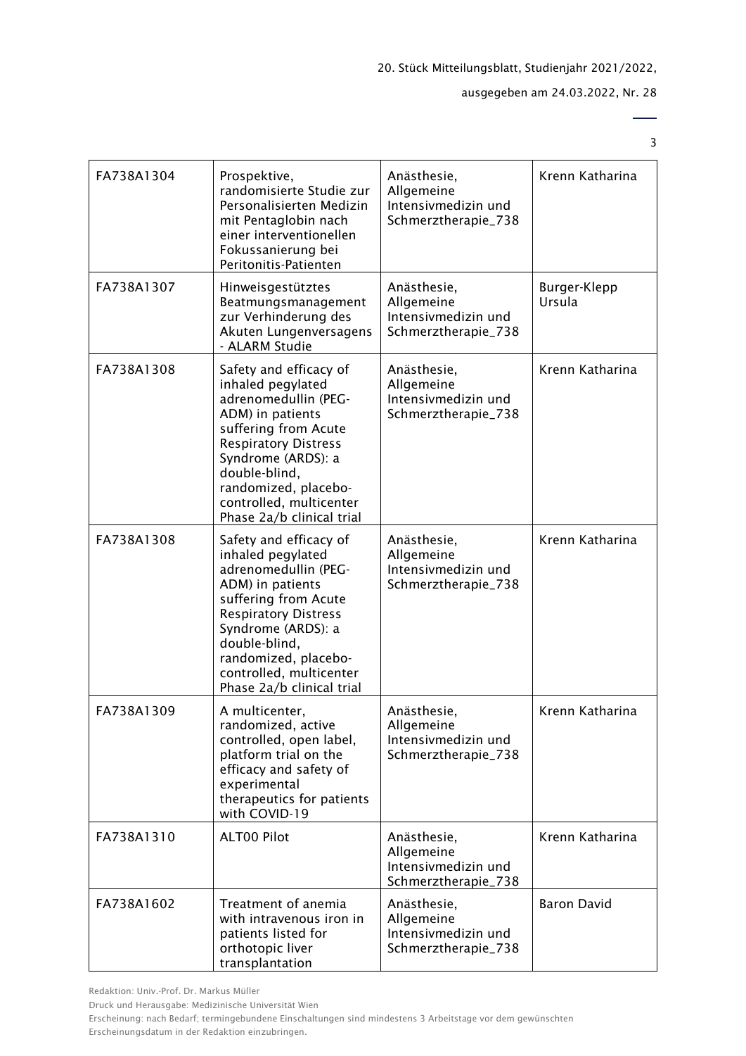| | | | |
|---|---|---|---|
| FA738A1304 | Prospektive, randomisierte Studie zur Personalisierten Medizin mit Pentaglobin nach einer interventionellen Fokussanierung bei Peritonitis-Patienten | Anästhesie, Allgemeine Intensivmedizin und Schmerztherapie_738 | Krenn Katharina |
| FA738A1307 | Hinweisgestütztes Beatmungsmanagement zur Verhinderung des Akuten Lungenversagens - ALARM Studie | Anästhesie, Allgemeine Intensivmedizin und Schmerztherapie_738 | Burger-Klepp Ursula |
| FA738A1308 | Safety and efficacy of inhaled pegylated adrenomedullin (PEG-ADM) in patients suffering from Acute Respiratory Distress Syndrome (ARDS): a double-blind, randomized, placebo-controlled, multicenter Phase 2a/b clinical trial | Anästhesie, Allgemeine Intensivmedizin und Schmerztherapie_738 | Krenn Katharina |
| FA738A1308 | Safety and efficacy of inhaled pegylated adrenomedullin (PEG-ADM) in patients suffering from Acute Respiratory Distress Syndrome (ARDS): a double-blind, randomized, placebo-controlled, multicenter Phase 2a/b clinical trial | Anästhesie, Allgemeine Intensivmedizin und Schmerztherapie_738 | Krenn Katharina |
| FA738A1309 | A multicenter, randomized, active controlled, open label, platform trial on the efficacy and safety of experimental therapeutics for patients with COVID-19 | Anästhesie, Allgemeine Intensivmedizin und Schmerztherapie_738 | Krenn Katharina |
| FA738A1310 | ALT00 Pilot | Anästhesie, Allgemeine Intensivmedizin und Schmerztherapie_738 | Krenn Katharina |
| FA738A1602 | Treatment of anemia with intravenous iron in patients listed for orthotopic liver transplantation | Anästhesie, Allgemeine Intensivmedizin und Schmerztherapie_738 | Baron David |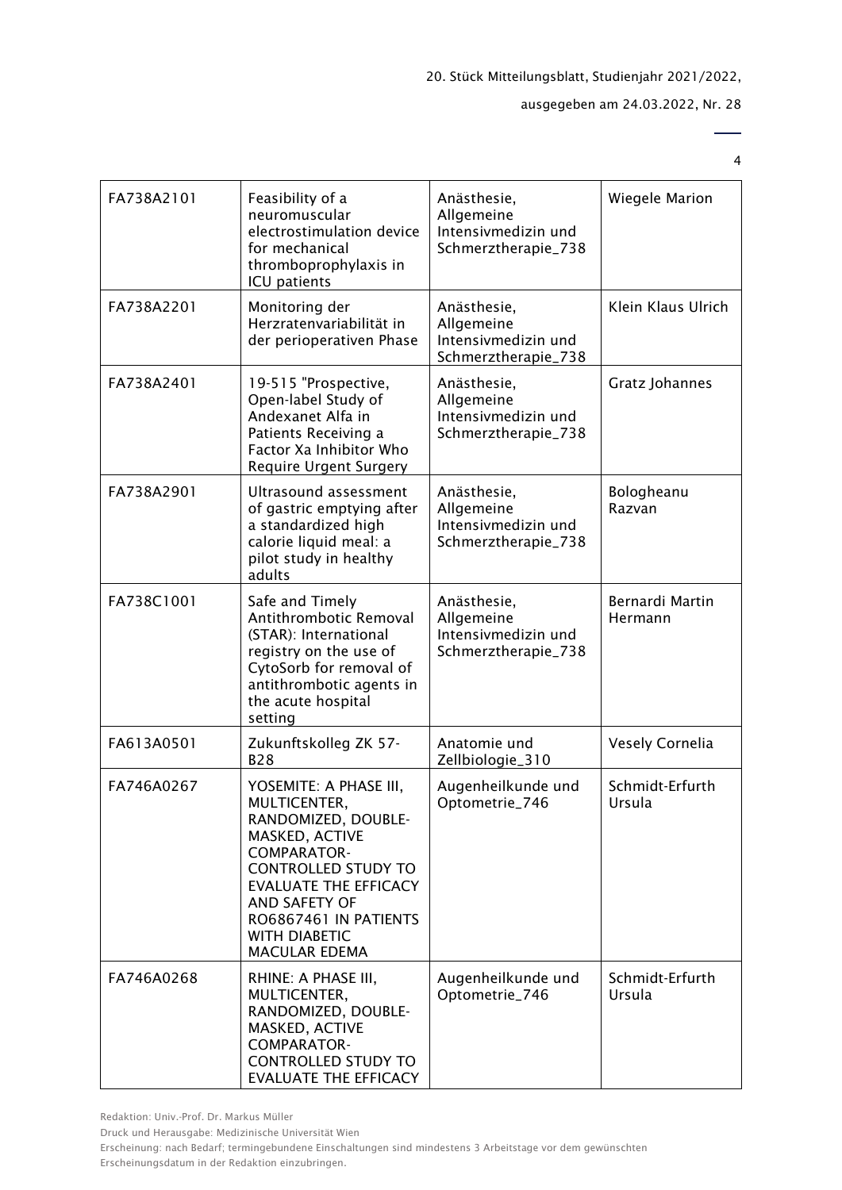| FA738A2101 | Feasibility of a neuromuscular electrostimulation device for mechanical thromboprophylaxis in ICU patients | Anästhesie, Allgemeine Intensivmedizin und Schmerztherapie_738 | Wiegele Marion |
|---|---|---|---|
| FA738A2201 | Monitoring der Herzratenvariabilität in der perioperativen Phase | Anästhesie, Allgemeine Intensivmedizin und Schmerztherapie_738 | Klein Klaus Ulrich |
| FA738A2401 | 19-515 "Prospective, Open-label Study of Andexanet Alfa in Patients Receiving a Factor Xa Inhibitor Who Require Urgent Surgery | Anästhesie, Allgemeine Intensivmedizin und Schmerztherapie_738 | Gratz Johannes |
| FA738A2901 | Ultrasound assessment of gastric emptying after a standardized high calorie liquid meal: a pilot study in healthy adults | Anästhesie, Allgemeine Intensivmedizin und Schmerztherapie_738 | Bologheanu Razvan |
| FA738C1001 | Safe and Timely Antithrombotic Removal (STAR): International registry on the use of CytoSorb for removal of antithrombotic agents in the acute hospital setting | Anästhesie, Allgemeine Intensivmedizin und Schmerztherapie_738 | Bernardi Martin Hermann |
| FA613A0501 | Zukunftskolleg ZK 57-B28 | Anatomie und Zellbiologie_310 | Vesely Cornelia |
| FA746A0267 | YOSEMITE: A PHASE III, MULTICENTER, RANDOMIZED, DOUBLE-MASKED, ACTIVE COMPARATOR-CONTROLLED STUDY TO EVALUATE THE EFFICACY AND SAFETY OF RO6867461 IN PATIENTS WITH DIABETIC MACULAR EDEMA | Augenheilkunde und Optometrie_746 | Schmidt-Erfurth Ursula |
| FA746A0268 | RHINE: A PHASE III, MULTICENTER, RANDOMIZED, DOUBLE-MASKED, ACTIVE COMPARATOR-CONTROLLED STUDY TO EVALUATE THE EFFICACY | Augenheilkunde und Optometrie_746 | Schmidt-Erfurth Ursula |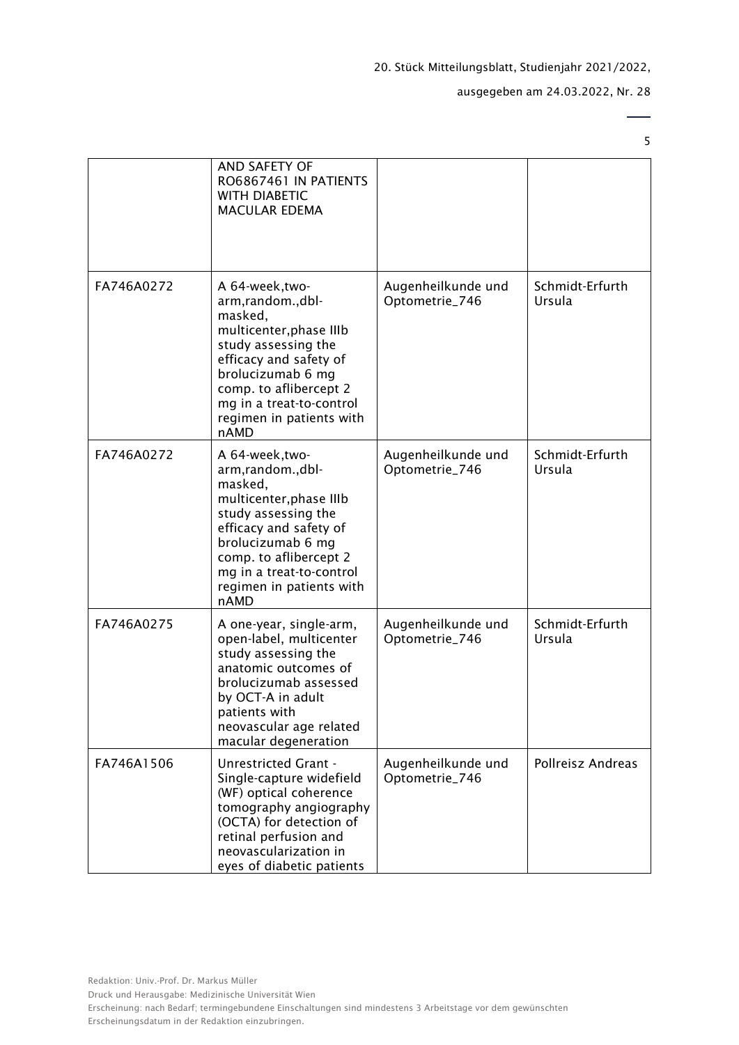| | | | |
|---|---|---|---|
| | AND SAFETY OF RO6867461 IN PATIENTS WITH DIABETIC MACULAR EDEMA | | |
| FA746A0272 | A 64-week,two-arm,random.,dbl-masked, multicenter,phase IIIb study assessing the efficacy and safety of brolucizumab 6 mg comp. to aflibercept 2 mg in a treat-to-control regimen in patients with nAMD | Augenheilkunde und Optometrie_746 | Schmidt-Erfurth Ursula |
| FA746A0272 | A 64-week,two-arm,random.,dbl-masked, multicenter,phase IIIb study assessing the efficacy and safety of brolucizumab 6 mg comp. to aflibercept 2 mg in a treat-to-control regimen in patients with nAMD | Augenheilkunde und Optometrie_746 | Schmidt-Erfurth Ursula |
| FA746A0275 | A one-year, single-arm, open-label, multicenter study assessing the anatomic outcomes of brolucizumab assessed by OCT-A in adult patients with neovascular age related macular degeneration | Augenheilkunde und Optometrie_746 | Schmidt-Erfurth Ursula |
| FA746A1506 | Unrestricted Grant - Single-capture widefield (WF) optical coherence tomography angiography (OCTA) for detection of retinal perfusion and neovascularization in eyes of diabetic patients | Augenheilkunde und Optometrie_746 | Pollreisz Andreas |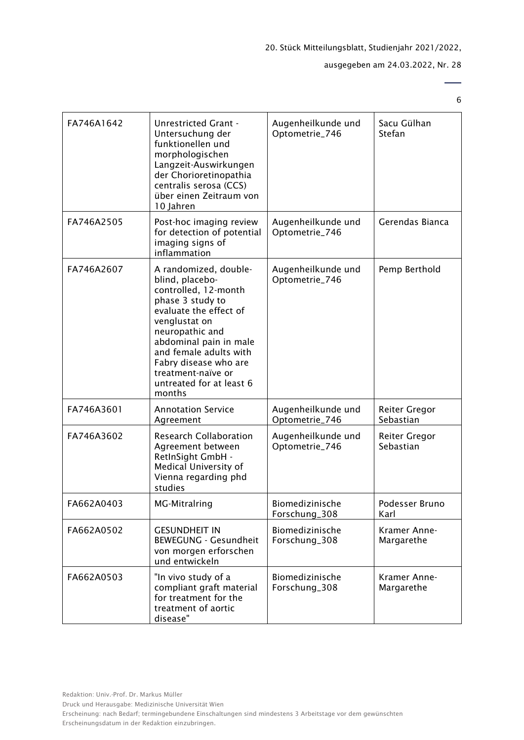| FA746A1642 | Unrestricted Grant - Untersuchung der funktionellen und morphologischen Langzeit-Auswirkungen der Chorioretinopathia centralis serosa (CCS) über einen Zeitraum von 10 Jahren | Augenheilkunde und Optometrie_746 | Sacu Gülhan Stefan |
|---|---|---|---|
| FA746A2505 | Post-hoc imaging review for detection of potential imaging signs of inflammation | Augenheilkunde und Optometrie_746 | Gerendas Bianca |
| FA746A2607 | A randomized, double-blind, placebo-controlled, 12-month phase 3 study to evaluate the effect of venglustat on neuropathic and abdominal pain in male and female adults with Fabry disease who are treatment-naïve or untreated for at least 6 months | Augenheilkunde und Optometrie_746 | Pemp Berthold |
| FA746A3601 | Annotation Service Agreement | Augenheilkunde und Optometrie_746 | Reiter Gregor Sebastian |
| FA746A3602 | Research Collaboration Agreement between RetInSight GmbH - Medical University of Vienna regarding phd studies | Augenheilkunde und Optometrie_746 | Reiter Gregor Sebastian |
| FA662A0403 | MG-Mitralring | Biomedizinische Forschung_308 | Podesser Bruno Karl |
| FA662A0502 | GESUNDHEIT IN BEWEGUNG - Gesundheit von morgen erforschen und entwickeln | Biomedizinische Forschung_308 | Kramer Anne-Margarethe |
| FA662A0503 | "In vivo study of a compliant graft material for treatment for the treatment of aortic disease" | Biomedizinische Forschung_308 | Kramer Anne-Margarethe |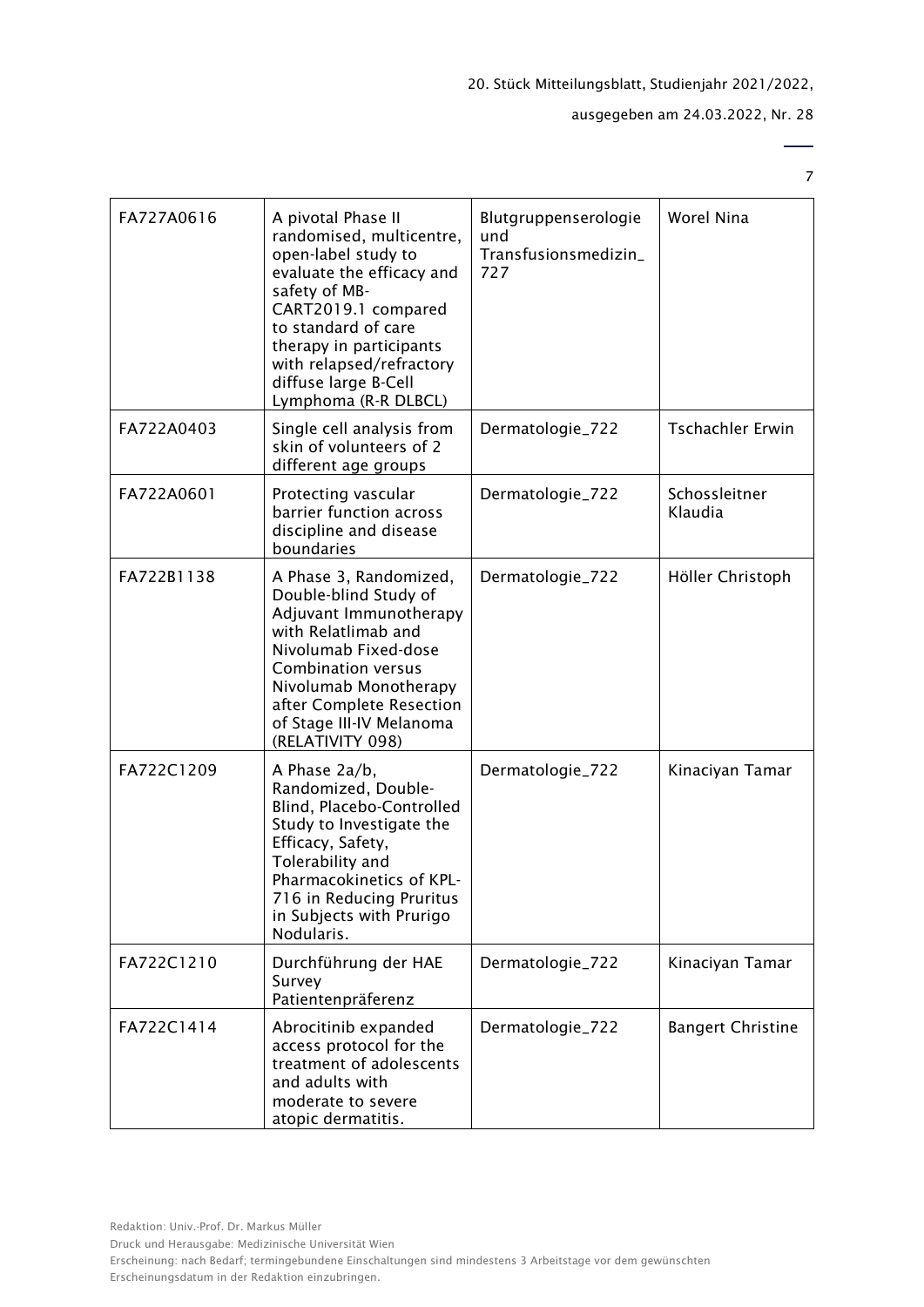| FA727A0616 | A pivotal Phase II randomised, multicentre, open-label study to evaluate the efficacy and safety of MB-CART2019.1 compared to standard of care therapy in participants with relapsed/refractory diffuse large B-Cell Lymphoma (R-R DLBCL) | Blutgruppenserologie und Transfusionsmedizin_727 | Worel Nina |
|---|---|---|---|
| FA722A0403 | Single cell analysis from skin of volunteers of 2 different age groups | Dermatologie_722 | Tschachler Erwin |
| FA722A0601 | Protecting vascular barrier function across discipline and disease boundaries | Dermatologie_722 | Schossleitner Klaudia |
| FA722B1138 | A Phase 3, Randomized, Double-blind Study of Adjuvant Immunotherapy with Relatlimab and Nivolumab Fixed-dose Combination versus Nivolumab Monotherapy after Complete Resection of Stage III-IV Melanoma (RELATIVITY 098) | Dermatologie_722 | Höller Christoph |
| FA722C1209 | A Phase 2a/b, Randomized, Double-Blind, Placebo-Controlled Study to Investigate the Efficacy, Safety, Tolerability and Pharmacokinetics of KPL-716 in Reducing Pruritus in Subjects with Prurigo Nodularis. | Dermatologie_722 | Kinaciyan Tamar |
| FA722C1210 | Durchführung der HAE Survey Patientenpräferenz | Dermatologie_722 | Kinaciyan Tamar |
| FA722C1414 | Abrocitinib expanded access protocol for the treatment of adolescents and adults with moderate to severe atopic dermatitis. | Dermatologie_722 | Bangert Christine |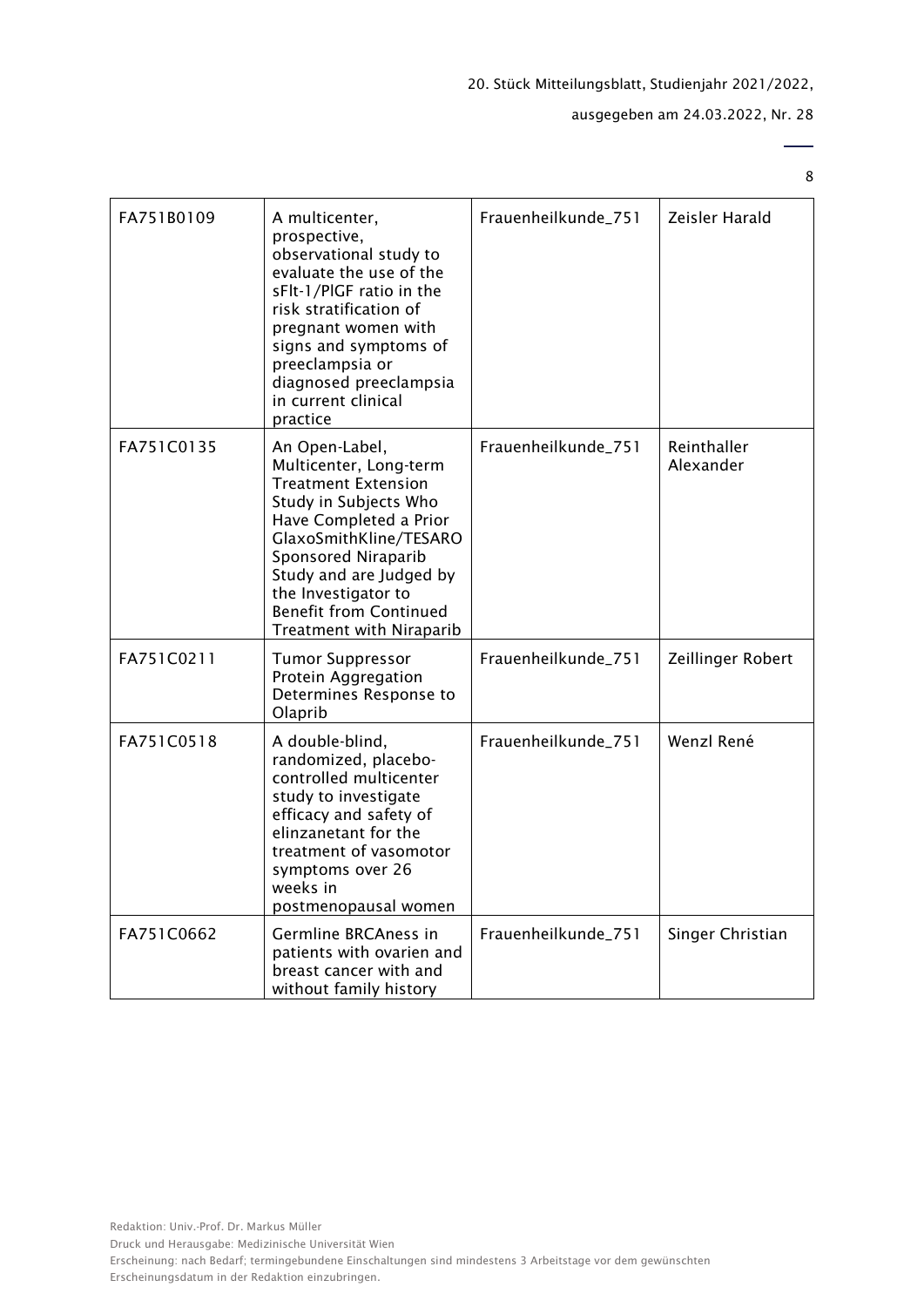| FA751B0109 | A multicenter, prospective, observational study to evaluate the use of the sFlt-1/PlGF ratio in the risk stratification of pregnant women with signs and symptoms of preeclampsia or diagnosed preeclampsia in current clinical practice | Frauenheilkunde_751 | Zeisler Harald |
|---|---|---|---|
| FA751C0135 | An Open-Label, Multicenter, Long-term Treatment Extension Study in Subjects Who Have Completed a Prior GlaxoSmithKline/TESARO Sponsored Niraparib Study and are Judged by the Investigator to Benefit from Continued Treatment with Niraparib | Frauenheilkunde_751 | Reinthaller Alexander |
| FA751C0211 | Tumor Suppressor Protein Aggregation Determines Response to Olaprib | Frauenheilkunde_751 | Zeillinger Robert |
| FA751C0518 | A double-blind, randomized, placebo-controlled multicenter study to investigate efficacy and safety of elinzanetant for the treatment of vasomotor symptoms over 26 weeks in postmenopausal women | Frauenheilkunde_751 | Wenzl René |
| FA751C0662 | Germline BRCAness in patients with ovarien and breast cancer with and without family history | Frauenheilkunde_751 | Singer Christian |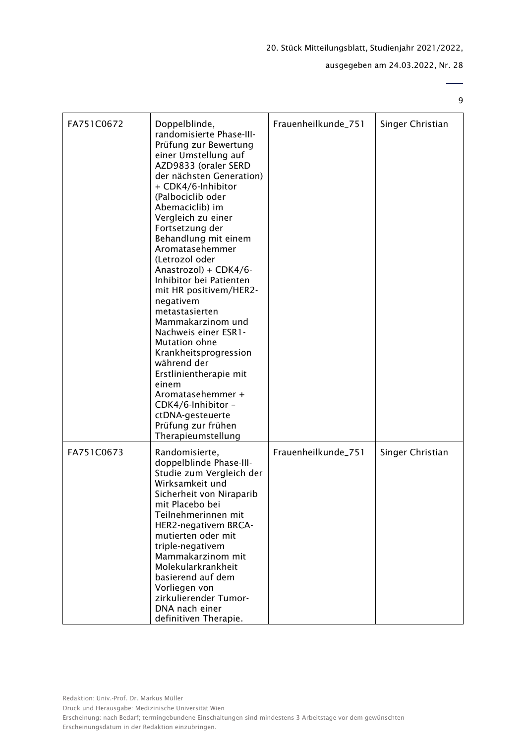| FA751C0672 | Doppelblinde, randomisierte Phase-III-Prüfung zur Bewertung einer Umstellung auf AZD9833 (oraler SERD der nächsten Generation) + CDK4/6-Inhibitor (Palbociclib oder Abemaciclib) im Vergleich zu einer Fortsetzung der Behandlung mit einem Aromatasehemmer (Letrozol oder Anastrozol) + CDK4/6-Inhibitor bei Patienten mit HR positivem/HER2-negativem metastasierten Mammakarzinom und Nachweis einer ESR1-Mutation ohne Krankheitsprogression während der Erstlinientherapie mit einem Aromatasehemmer + CDK4/6-Inhibitor – ctDNA-gesteuerte Prüfung zur frühen Therapieumstellung | Frauenheilkunde_751 | Singer Christian |
|---|---|---|---|
| FA751C0673 | Randomisierte, doppelblinde Phase-III-Studie zum Vergleich der Wirksamkeit und Sicherheit von Niraparib mit Placebo bei Teilnehmerinnen mit HER2-negativem BRCA-mutierten oder mit triple-negativem Mammakarzinom mit Molekularkrankheit basierend auf dem Vorliegen von zirkulierender Tumor-DNA nach einer definitiven Therapie. | Frauenheilkunde_751 | Singer Christian |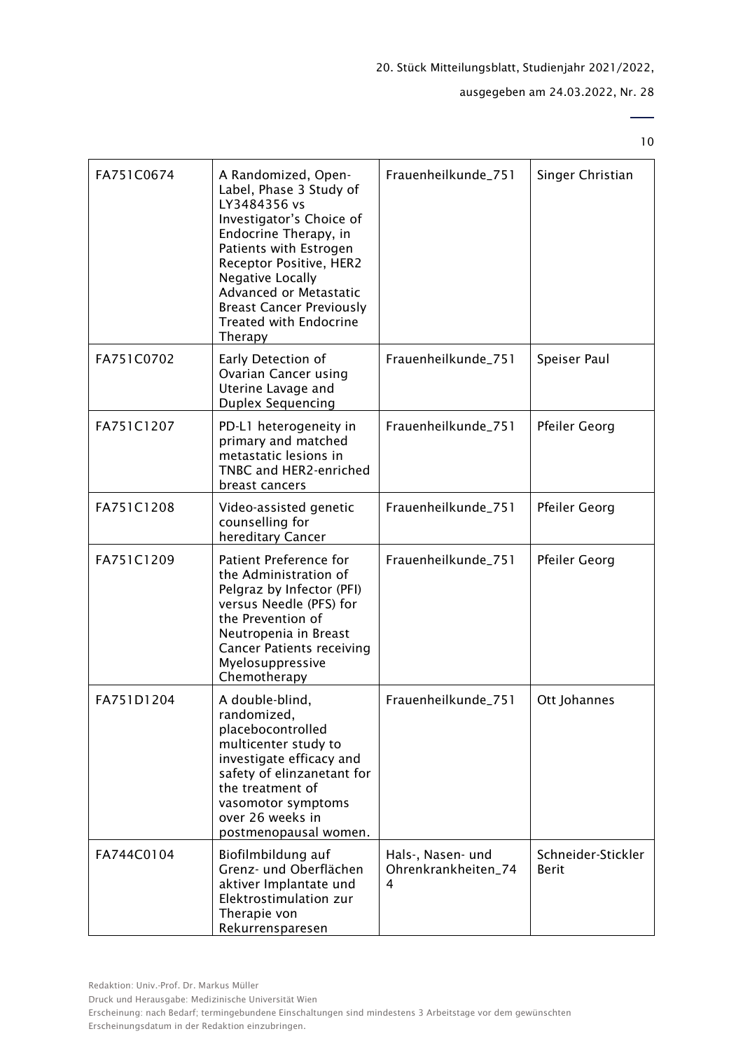| FA751C0674 | A Randomized, Open-Label, Phase 3 Study of LY3484356 vs Investigator's Choice of Endocrine Therapy, in Patients with Estrogen Receptor Positive, HER2 Negative Locally Advanced or Metastatic Breast Cancer Previously Treated with Endocrine Therapy | Frauenheilkunde_751 | Singer Christian |
|---|---|---|---|
| FA751C0702 | Early Detection of Ovarian Cancer using Uterine Lavage and Duplex Sequencing | Frauenheilkunde_751 | Speiser Paul |
| FA751C1207 | PD-L1 heterogeneity in primary and matched metastatic lesions in TNBC and HER2-enriched breast cancers | Frauenheilkunde_751 | Pfeiler Georg |
| FA751C1208 | Video-assisted genetic counselling for hereditary Cancer | Frauenheilkunde_751 | Pfeiler Georg |
| FA751C1209 | Patient Preference for the Administration of Pelgraz by Infector (PFI) versus Needle (PFS) for the Prevention of Neutropenia in Breast Cancer Patients receiving Myelosuppressive Chemotherapy | Frauenheilkunde_751 | Pfeiler Georg |
| FA751D1204 | A double-blind, randomized, placebocontrolled multicenter study to investigate efficacy and safety of elinzanetant for the treatment of vasomotor symptoms over 26 weeks in postmenopausal women. | Frauenheilkunde_751 | Ott Johannes |
| FA744C0104 | Biofilmbildung auf Grenz- und Oberflächen aktiver Implantate und Elektrostimulation zur Therapie von Rekurrensparesen | Hals-, Nasen- und Ohrenkrankheiten_744 | Schneider-Stickler Berit |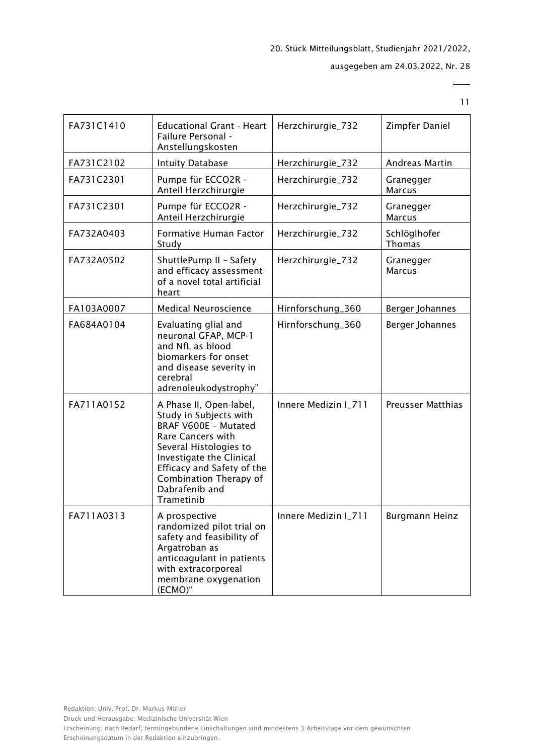| FA731C1410 | Educational Grant - Heart Failure Personal - Anstellungskosten | Herzchirurgie_732 | Zimpfer Daniel |
|---|---|---|---|
| FA731C2102 | Intuity Database | Herzchirurgie_732 | Andreas Martin |
| FA731C2301 | Pumpe für ECCO2R - Anteil Herzchirurgie | Herzchirurgie_732 | Granegger Marcus |
| FA731C2301 | Pumpe für ECCO2R - Anteil Herzchirurgie | Herzchirurgie_732 | Granegger Marcus |
| FA732A0403 | Formative Human Factor Study | Herzchirurgie_732 | Schlöglhofer Thomas |
| FA732A0502 | ShuttlePump II – Safety and efficacy assessment of a novel total artificial heart | Herzchirurgie_732 | Granegger Marcus |
| FA103A0007 | Medical Neuroscience | Hirnforschung_360 | Berger Johannes |
| FA684A0104 | Evaluating glial and neuronal GFAP, MCP-1 and NfL as blood biomarkers for onset and disease severity in cerebral adrenoleukodystrophy" | Hirnforschung_360 | Berger Johannes |
| FA711A0152 | A Phase II, Open-label, Study in Subjects with BRAF V600E – Mutated Rare Cancers with Several Histologies to Investigate the Clinical Efficacy and Safety of the Combination Therapy of Dabrafenib and Trametinib | Innere Medizin I_711 | Preusser Matthias |
| FA711A0313 | A prospective randomized pilot trial on safety and feasibility of Argatroban as anticoagulant in patients with extracorporeal membrane oxygenation (ECMO)“ | Innere Medizin I_711 | Burgmann Heinz |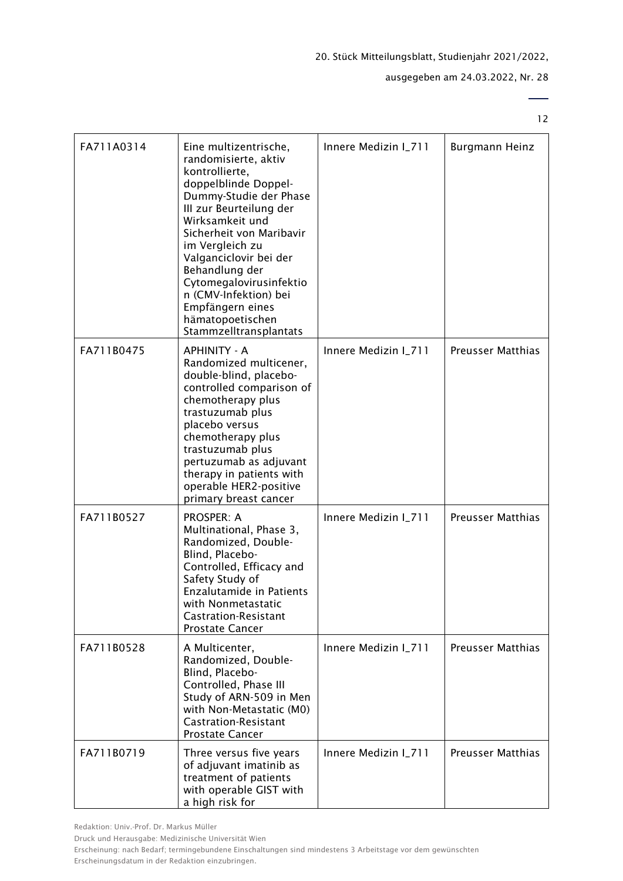| FA711A0314 | Eine multizentrische, randomisierte, aktiv kontrollierte, doppelblinde Doppel-Dummy-Studie der Phase III zur Beurteilung der Wirksamkeit und Sicherheit von Maribavir im Vergleich zu Valganciclovir bei der Behandlung der Cytomegalovirusinfektion (CMV-Infektion) bei Empfängern eines hämatopoetischen Stammzelltransplantats | Innere Medizin I_711 | Burgmann Heinz |
|---|---|---|---|
| FA711B0475 | APHINITY - A Randomized multicener, double-blind, placebo-controlled comparison of chemotherapy plus trastuzumab plus placebo versus chemotherapy plus trastuzumab plus pertuzumab as adjuvant therapy in patients with operable HER2-positive primary breast cancer | Innere Medizin I_711 | Preusser Matthias |
| FA711B0527 | PROSPER: A Multinational, Phase 3, Randomized, Double-Blind, Placebo-Controlled, Efficacy and Safety Study of Enzalutamide in Patients with Nonmetastatic Castration-Resistant Prostate Cancer | Innere Medizin I_711 | Preusser Matthias |
| FA711B0528 | A Multicenter, Randomized, Double-Blind, Placebo-Controlled, Phase III Study of ARN-509 in Men with Non-Metastatic (M0) Castration-Resistant Prostate Cancer | Innere Medizin I_711 | Preusser Matthias |
| FA711B0719 | Three versus five years of adjuvant imatinib as treatment of patients with operable GIST with a high risk for | Innere Medizin I_711 | Preusser Matthias |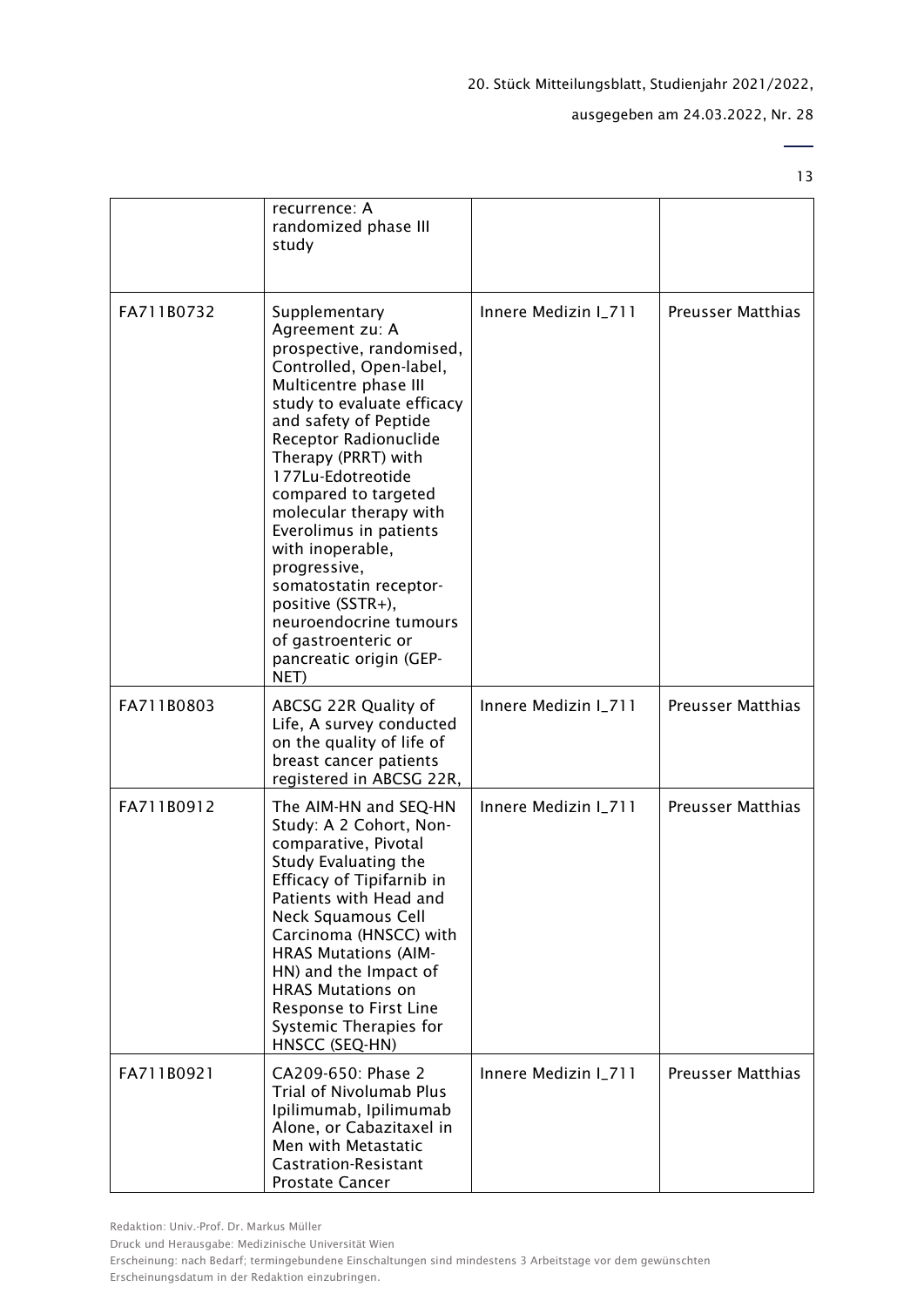| | | | |
|---|---|---|---|
| | recurrence: A randomized phase III study | | |
| FA711B0732 | Supplementary Agreement zu: A prospective, randomised, Controlled, Open-label, Multicentre phase III study to evaluate efficacy and safety of Peptide Receptor Radionuclide Therapy (PRRT) with 177Lu-Edotreotide compared to targeted molecular therapy with Everolimus in patients with inoperable, progressive, somatostatin receptor-positive (SSTR+), neuroendocrine tumours of gastroenteric or pancreatic origin (GEP-NET) | Innere Medizin I_711 | Preusser Matthias |
| FA711B0803 | ABCSG 22R Quality of Life, A survey conducted on the quality of life of breast cancer patients registered in ABCSG 22R, | Innere Medizin I_711 | Preusser Matthias |
| FA711B0912 | The AIM-HN and SEQ-HN Study: A 2 Cohort, Non-comparative, Pivotal Study Evaluating the Efficacy of Tipifarnib in Patients with Head and Neck Squamous Cell Carcinoma (HNSCC) with HRAS Mutations (AIM-HN) and the Impact of HRAS Mutations on Response to First Line Systemic Therapies for HNSCC (SEQ-HN) | Innere Medizin I_711 | Preusser Matthias |
| FA711B0921 | CA209-650: Phase 2 Trial of Nivolumab Plus Ipilimumab, Ipilimumab Alone, or Cabazitaxel in Men with Metastatic Castration-Resistant Prostate Cancer | Innere Medizin I_711 | Preusser Matthias |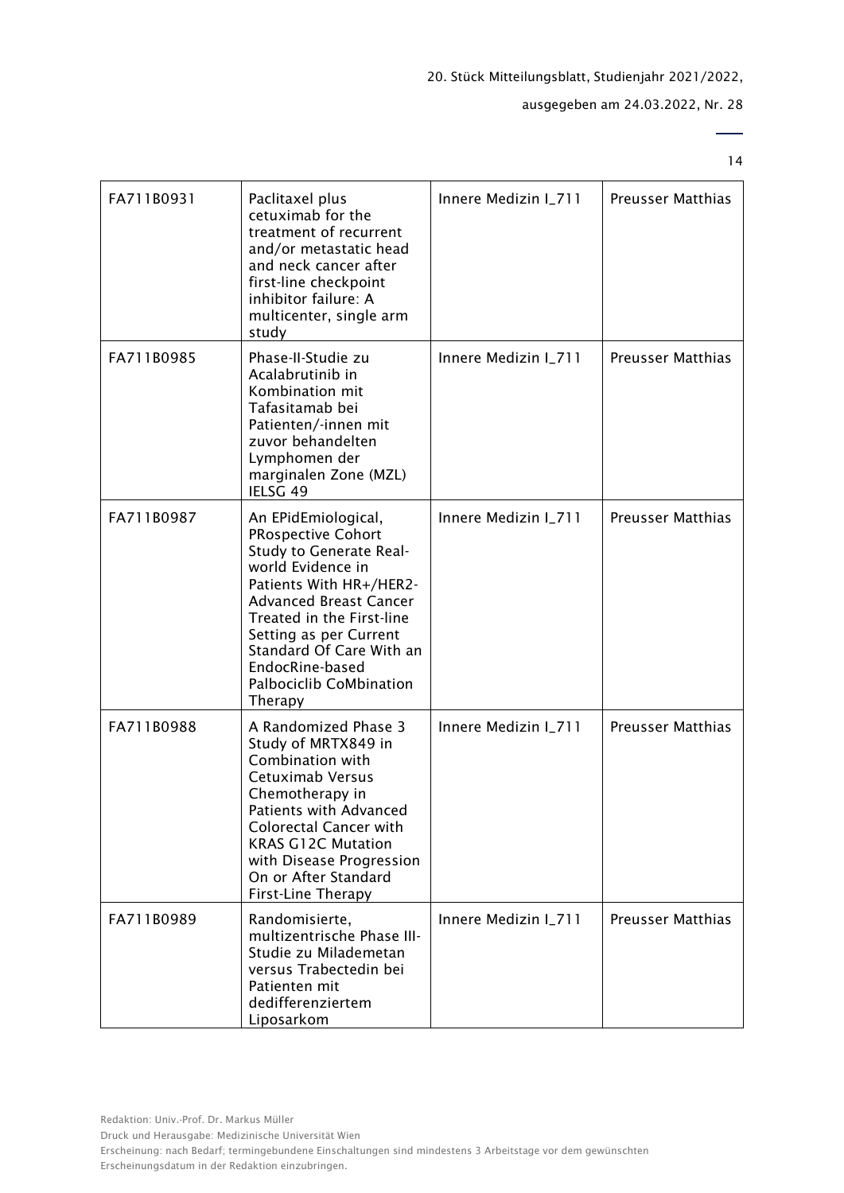| FA711B0931 | Paclitaxel plus cetuximab for the treatment of recurrent and/or metastatic head and neck cancer after first-line checkpoint inhibitor failure: A multicenter, single arm study | Innere Medizin I_711 | Preusser Matthias |
|---|---|---|---|
| FA711B0985 | Phase-II-Studie zu Acalabrutinib in Kombination mit Tafasitamab bei Patienten/-innen mit zuvor behandelten Lymphomen der marginalen Zone (MZL) IELSG 49 | Innere Medizin I_711 | Preusser Matthias |
| FA711B0987 | An EPidEmiological, PRospective Cohort Study to Generate Real-world Evidence in Patients With HR+/HER2- Advanced Breast Cancer Treated in the First-line Setting as per Current Standard Of Care With an EndocRine-based Palbociclib CoMbination Therapy | Innere Medizin I_711 | Preusser Matthias |
| FA711B0988 | A Randomized Phase 3 Study of MRTX849 in Combination with Cetuximab Versus Chemotherapy in Patients with Advanced Colorectal Cancer with KRAS G12C Mutation with Disease Progression On or After Standard First-Line Therapy | Innere Medizin I_711 | Preusser Matthias |
| FA711B0989 | Randomisierte, multizentrische Phase III-Studie zu Milademetan versus Trabectedin bei Patienten mit dedifferenziertem Liposarkom | Innere Medizin I_711 | Preusser Matthias |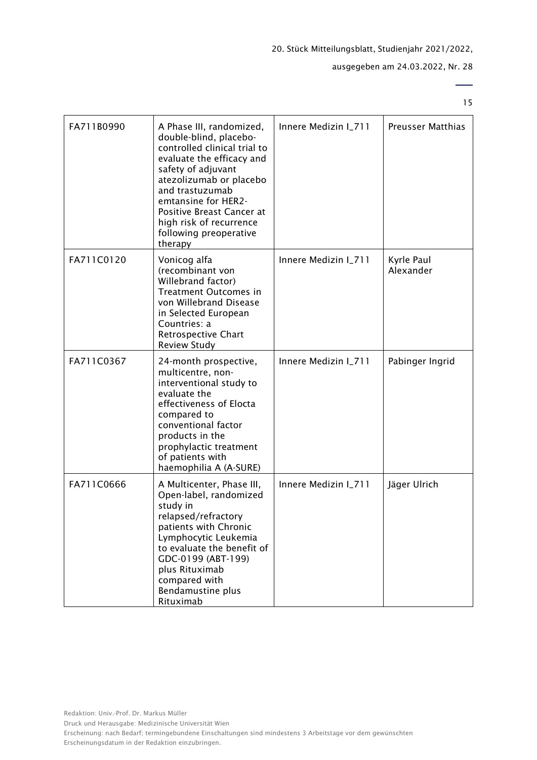| FA711B0990 | A Phase III, randomized, double-blind, placebo-controlled clinical trial to evaluate the efficacy and safety of adjuvant atezolizumab or placebo and trastuzumab emtansine for HER2-Positive Breast Cancer at high risk of recurrence following preoperative therapy | Innere Medizin I_711 | Preusser Matthias |
|---|---|---|---|
| FA711C0120 | Vonicog alfa (recombinant von Willebrand factor) Treatment Outcomes in von Willebrand Disease in Selected European Countries: a Retrospective Chart Review Study | Innere Medizin I_711 | Kyrle Paul Alexander |
| FA711C0367 | 24-month prospective, multicentre, non-interventional study to evaluate the effectiveness of Elocta compared to conventional factor products in the prophylactic treatment of patients with haemophilia A (A-SURE) | Innere Medizin I_711 | Pabinger Ingrid |
| FA711C0666 | A Multicenter, Phase III, Open-label, randomized study in relapsed/refractory patients with Chronic Lymphocytic Leukemia to evaluate the benefit of GDC-0199 (ABT-199) plus Rituximab compared with Bendamustine plus Rituximab | Innere Medizin I_711 | Jäger Ulrich |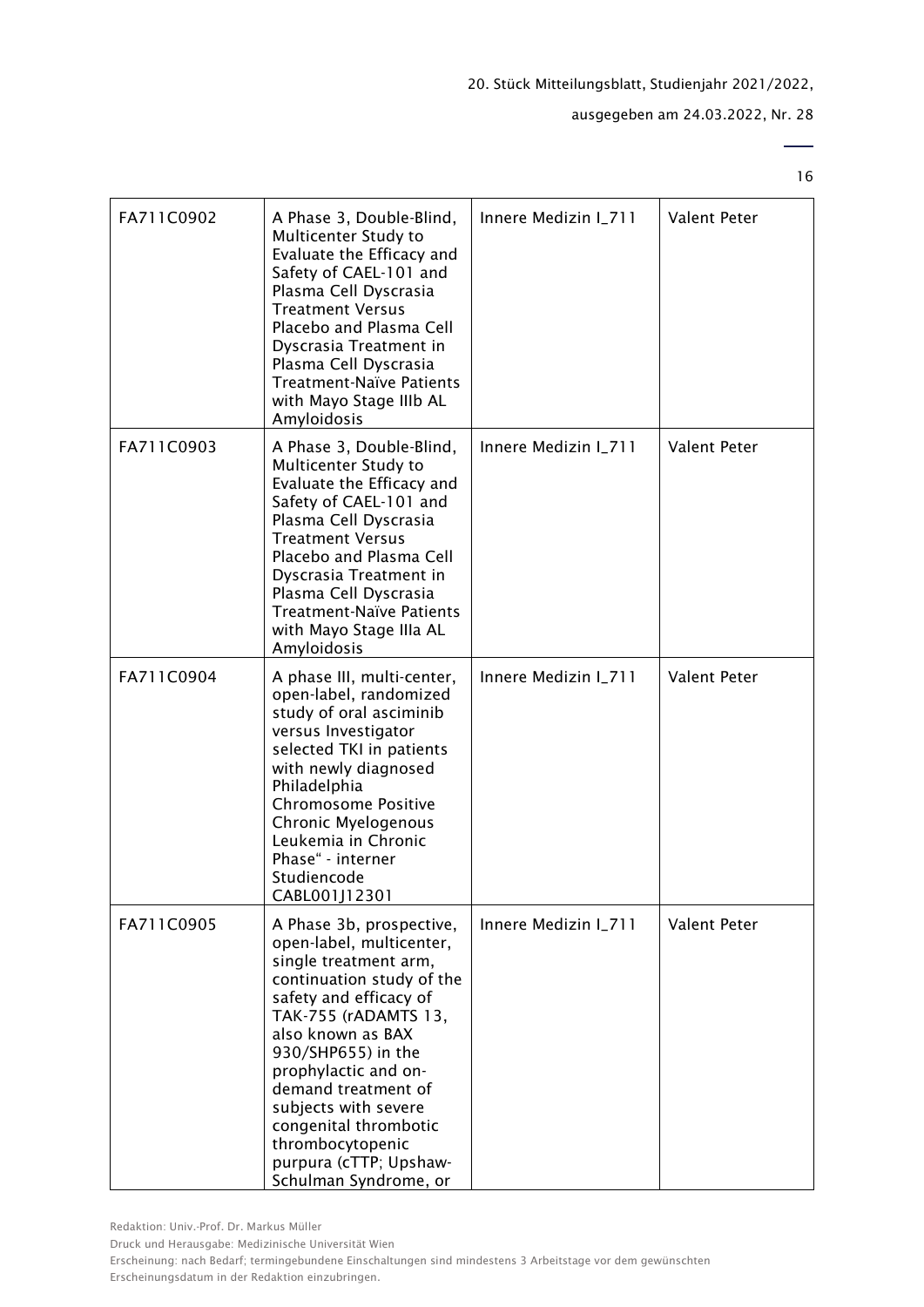| FA711C0902 | A Phase 3, Double-Blind, Multicenter Study to Evaluate the Efficacy and Safety of CAEL-101 and Plasma Cell Dyscrasia Treatment Versus Placebo and Plasma Cell Dyscrasia Treatment in Plasma Cell Dyscrasia Treatment-Naïve Patients with Mayo Stage IIIb AL Amyloidosis | Innere Medizin I_711 | Valent Peter |
|---|---|---|---|
| FA711C0903 | A Phase 3, Double-Blind, Multicenter Study to Evaluate the Efficacy and Safety of CAEL-101 and Plasma Cell Dyscrasia Treatment Versus Placebo and Plasma Cell Dyscrasia Treatment in Plasma Cell Dyscrasia Treatment-Naïve Patients with Mayo Stage IIIa AL Amyloidosis | Innere Medizin I_711 | Valent Peter |
| FA711C0904 | A phase III, multi-center, open-label, randomized study of oral asciminib versus Investigator selected TKI in patients with newly diagnosed Philadelphia Chromosome Positive Chronic Myelogenous Leukemia in Chronic Phase" - interner Studiencode CABL001J12301 | Innere Medizin I_711 | Valent Peter |
| FA711C0905 | A Phase 3b, prospective, open-label, multicenter, single treatment arm, continuation study of the safety and efficacy of TAK-755 (rADAMTS 13, also known as BAX 930/SHP655) in the prophylactic and on-demand treatment of subjects with severe congenital thrombotic thrombocytopenic purpura (cTTP; Upshaw-Schulman Syndrome, or | Innere Medizin I_711 | Valent Peter |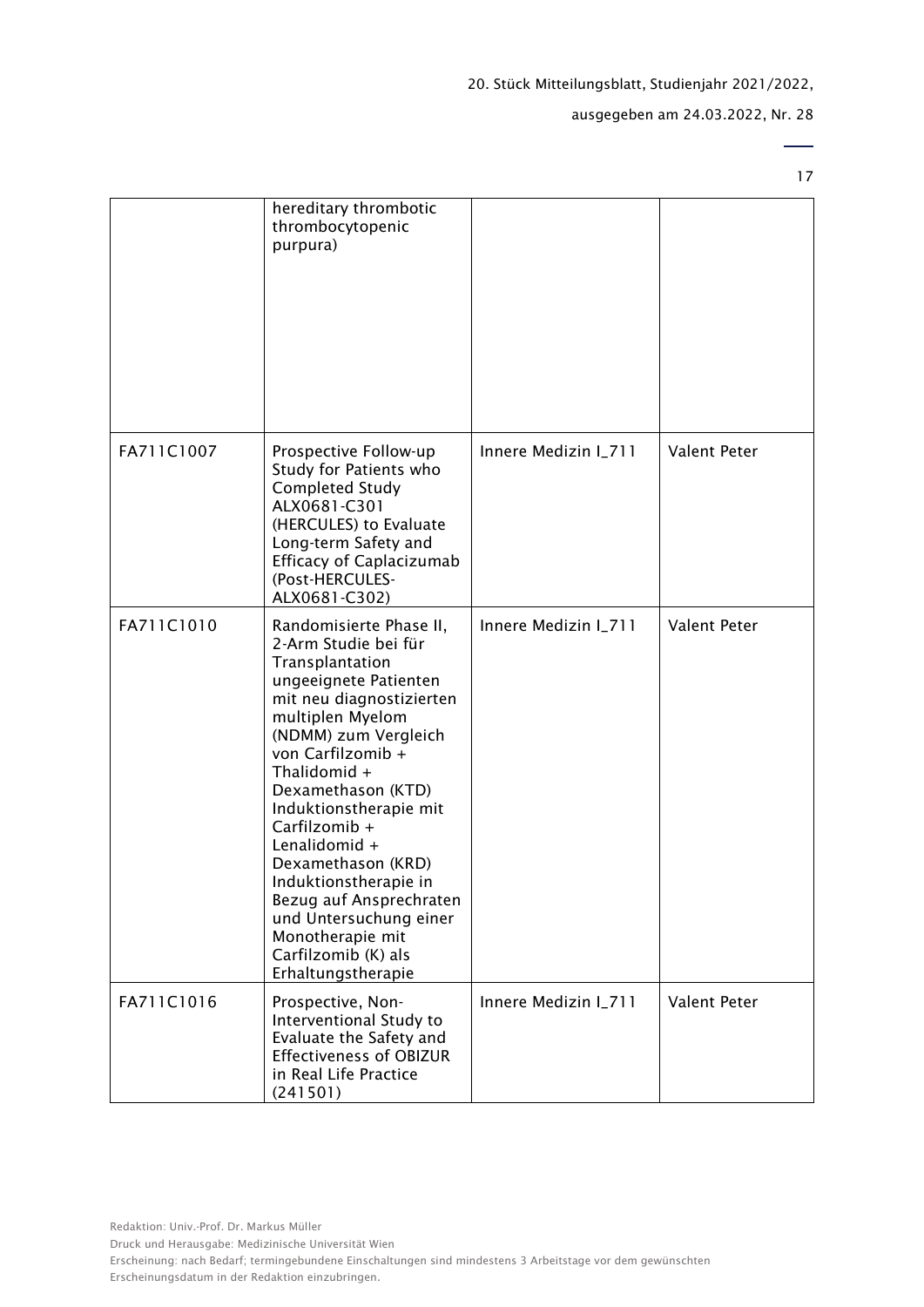| | | | |
|---|---|---|---|
| | hereditary thrombotic thrombocytopenic purpura) | | |
| FA711C1007 | Prospective Follow-up Study for Patients who Completed Study ALX0681-C301 (HERCULES) to Evaluate Long-term Safety and Efficacy of Caplacizumab (Post-HERCULES-ALX0681-C302) | Innere Medizin I_711 | Valent Peter |
| FA711C1010 | Randomisierte Phase II, 2-Arm Studie bei für Transplantation ungeeignete Patienten mit neu diagnostizierten multiplen Myelom (NDMM) zum Vergleich von Carfilzomib + Thalidomid + Dexamethason (KTD) Induktionstherapie mit Carfilzomib + Lenalidomid + Dexamethason (KRD) Induktionstherapie in Bezug auf Ansprechraten und Untersuchung einer Monotherapie mit Carfilzomib (K) als Erhaltungstherapie | Innere Medizin I_711 | Valent Peter |
| FA711C1016 | Prospective, Non-Interventional Study to Evaluate the Safety and Effectiveness of OBIZUR in Real Life Practice (241501) | Innere Medizin I_711 | Valent Peter |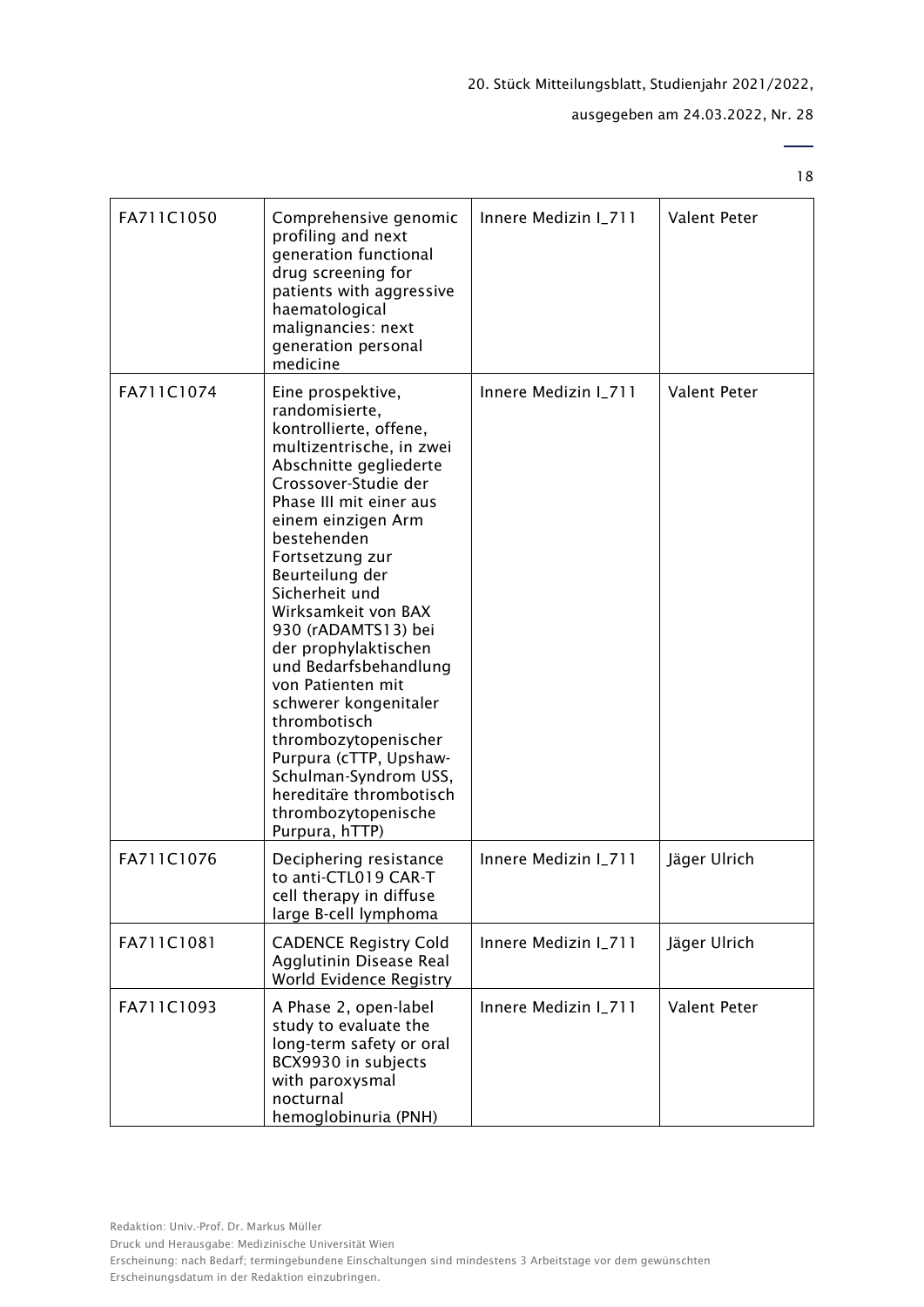| FA711C1050 | Comprehensive genomic profiling and next generation functional drug screening for patients with aggressive haematological malignancies: next generation personal medicine | Innere Medizin I_711 | Valent Peter |
|---|---|---|---|
| FA711C1074 | Eine prospektive, randomisierte, kontrollierte, offene, multizentrische, in zwei Abschnitte gegliederte Crossover-Studie der Phase III mit einer aus einem einzigen Arm bestehenden Fortsetzung zur Beurteilung der Sicherheit und Wirksamkeit von BAX 930 (rADAMTS13) bei der prophylaktischen und Bedarfsbehandlung von Patienten mit schwerer kongenitaler thrombotisch thrombozytopenischer Purpura (cTTP, Upshaw-Schulman-Syndrom USS, hereditäre thrombotisch thrombozytopenische Purpura, hTTP) | Innere Medizin I_711 | Valent Peter |
| FA711C1076 | Deciphering resistance to anti-CTL019 CAR-T cell therapy in diffuse large B-cell lymphoma | Innere Medizin I_711 | Jäger Ulrich |
| FA711C1081 | CADENCE Registry Cold Agglutinin Disease Real World Evidence Registry | Innere Medizin I_711 | Jäger Ulrich |
| FA711C1093 | A Phase 2, open-label study to evaluate the long-term safety or oral BCX9930 in subjects with paroxysmal nocturnal hemoglobinuria (PNH) | Innere Medizin I_711 | Valent Peter |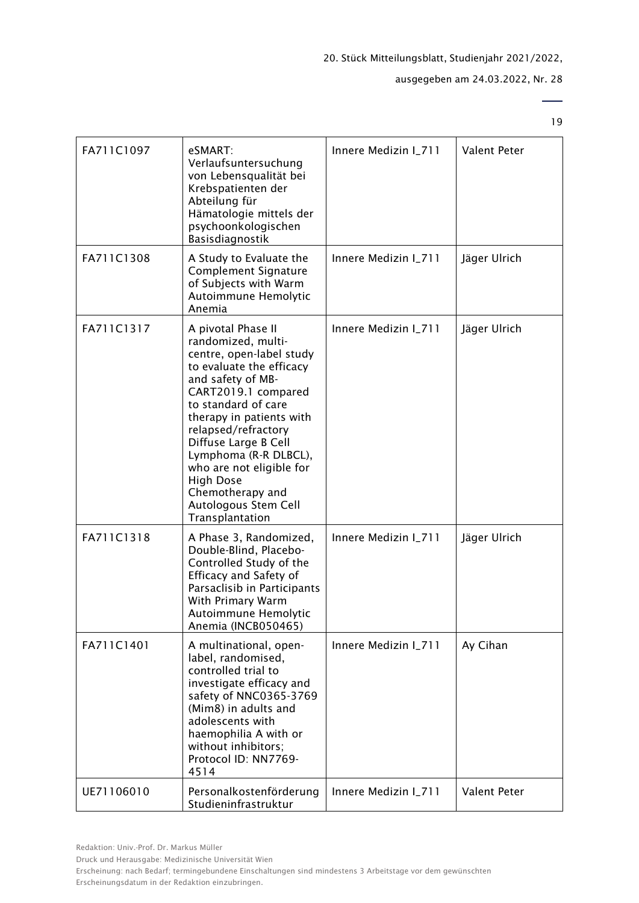| FA711C1097 | eSMART: Verlaufsuntersuchung von Lebensqualität bei Krebspatienten der Abteilung für Hämatologie mittels der psychoonkologischen Basisdiagnostik | Innere Medizin I_711 | Valent Peter |
|---|---|---|---|
| FA711C1308 | A Study to Evaluate the Complement Signature of Subjects with Warm Autoimmune Hemolytic Anemia | Innere Medizin I_711 | Jäger Ulrich |
| FA711C1317 | A pivotal Phase II randomized, multi-centre, open-label study to evaluate the efficacy and safety of MB-CART2019.1 compared to standard of care therapy in patients with relapsed/refractory Diffuse Large B Cell Lymphoma (R-R DLBCL), who are not eligible for High Dose Chemotherapy and Autologous Stem Cell Transplantation | Innere Medizin I_711 | Jäger Ulrich |
| FA711C1318 | A Phase 3, Randomized, Double-Blind, Placebo-Controlled Study of the Efficacy and Safety of Parsaclisib in Participants With Primary Warm Autoimmune Hemolytic Anemia (INCB050465) | Innere Medizin I_711 | Jäger Ulrich |
| FA711C1401 | A multinational, open-label, randomised, controlled trial to investigate efficacy and safety of NNC0365-3769 (Mim8) in adults and adolescents with haemophilia A with or without inhibitors; Protocol ID: NN7769-4514 | Innere Medizin I_711 | Ay Cihan |
| UE71106010 | Personalkostenförderung Studieninfrastruktur | Innere Medizin I_711 | Valent Peter |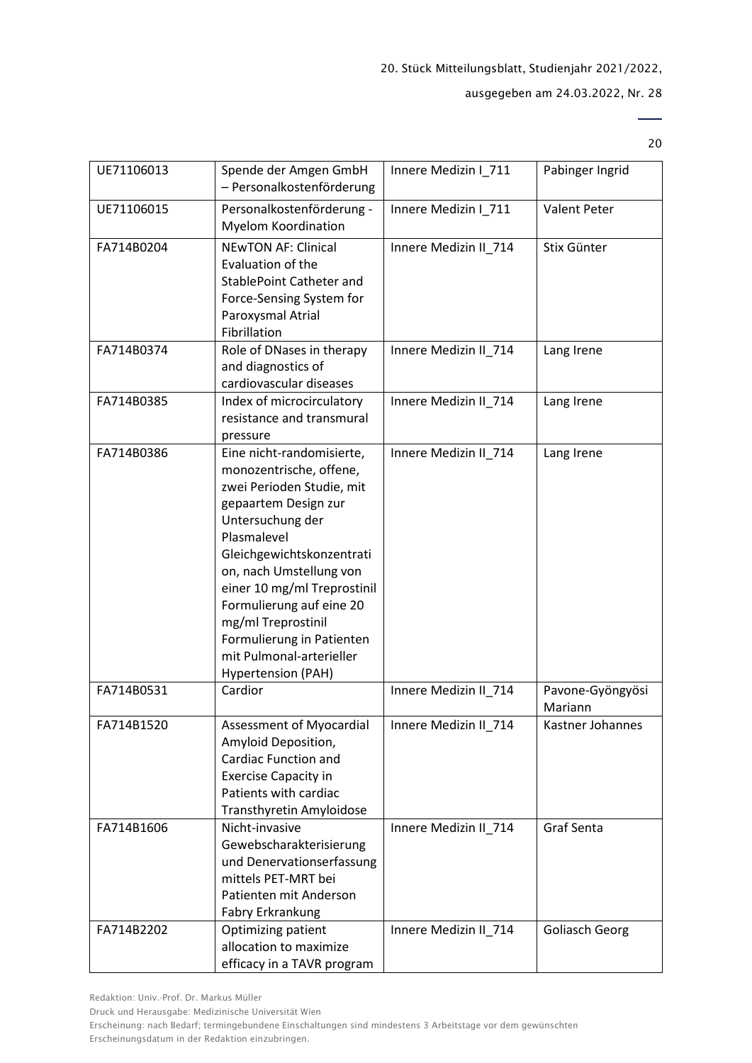| UE71106013 | Spende der Amgen GmbH – Personalkostenförderung | Innere Medizin I_711 | Pabinger Ingrid |
|---|---|---|---|
| UE71106015 | Personalkostenförderung - Myelom Koordination | Innere Medizin I_711 | Valent Peter |
| FA714B0204 | NEwTON AF: Clinical Evaluation of the StablePoint Catheter and Force-Sensing System for Paroxysmal Atrial Fibrillation | Innere Medizin II_714 | Stix Günter |
| FA714B0374 | Role of DNases in therapy and diagnostics of cardiovascular diseases | Innere Medizin II_714 | Lang Irene |
| FA714B0385 | Index of microcirculatory resistance and transmural pressure | Innere Medizin II_714 | Lang Irene |
| FA714B0386 | Eine nicht-randomisierte, monozentrische, offene, zwei Perioden Studie, mit gepaartem Design zur Untersuchung der Plasmalevel Gleichgewichtskonzentration, nach Umstellung von einer 10 mg/ml Treprostinil Formulierung auf eine 20 mg/ml Treprostinil Formulierung in Patienten mit Pulmonal-arterieller Hypertension (PAH) | Innere Medizin II_714 | Lang Irene |
| FA714B0531 | Cardior | Innere Medizin II_714 | Pavone-Gyöngyösi Mariann |
| FA714B1520 | Assessment of Myocardial Amyloid Deposition, Cardiac Function and Exercise Capacity in Patients with cardiac Transthyretin Amyloidose | Innere Medizin II_714 | Kastner Johannes |
| FA714B1606 | Nicht-invasive Gewebscharakterisierung und Denervationserfassung mittels PET-MRT bei Patienten mit Anderson Fabry Erkrankung | Innere Medizin II_714 | Graf Senta |
| FA714B2202 | Optimizing patient allocation to maximize efficacy in a TAVR program | Innere Medizin II_714 | Goliasch Georg |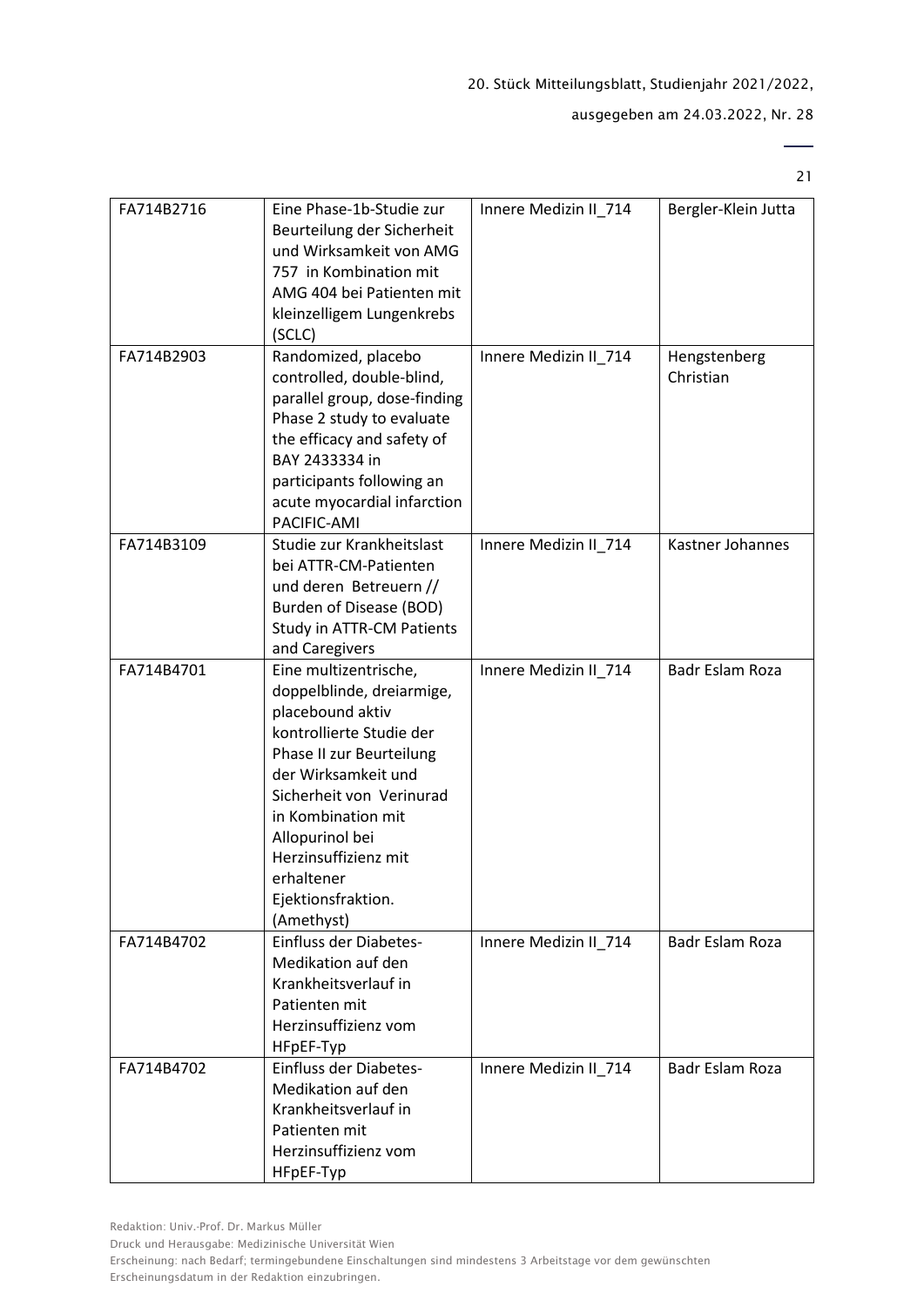| FA714B2716 | Eine Phase-1b-Studie zur Beurteilung der Sicherheit und Wirksamkeit von AMG 757 in Kombination mit AMG 404 bei Patienten mit kleinzelligem Lungenkrebs (SCLC) | Innere Medizin II_714 | Bergler-Klein Jutta |
|---|---|---|---|
| FA714B2903 | Randomized, placebo controlled, double-blind, parallel group, dose-finding Phase 2 study to evaluate the efficacy and safety of BAY 2433334 in participants following an acute myocardial infarction PACIFIC-AMI | Innere Medizin II_714 | Hengstenberg Christian |
| FA714B3109 | Studie zur Krankheitslast bei ATTR-CM-Patienten und deren Betreuern // Burden of Disease (BOD) Study in ATTR-CM Patients and Caregivers | Innere Medizin II_714 | Kastner Johannes |
| FA714B4701 | Eine multizentrische, doppelblinde, dreiarmige, placebound aktiv kontrollierte Studie der Phase II zur Beurteilung der Wirksamkeit und Sicherheit von Verinurad in Kombination mit Allopurinol bei Herzinsuffizienz mit erhaltener Ejektionsfraktion. (Amethyst) | Innere Medizin II_714 | Badr Eslam Roza |
| FA714B4702 | Einfluss der Diabetes-Medikation auf den Krankheitsverlauf in Patienten mit Herzinsuffizienz vom HFpEF-Typ | Innere Medizin II_714 | Badr Eslam Roza |
| FA714B4702 | Einfluss der Diabetes-Medikation auf den Krankheitsverlauf in Patienten mit Herzinsuffizienz vom HFpEF-Typ | Innere Medizin II_714 | Badr Eslam Roza |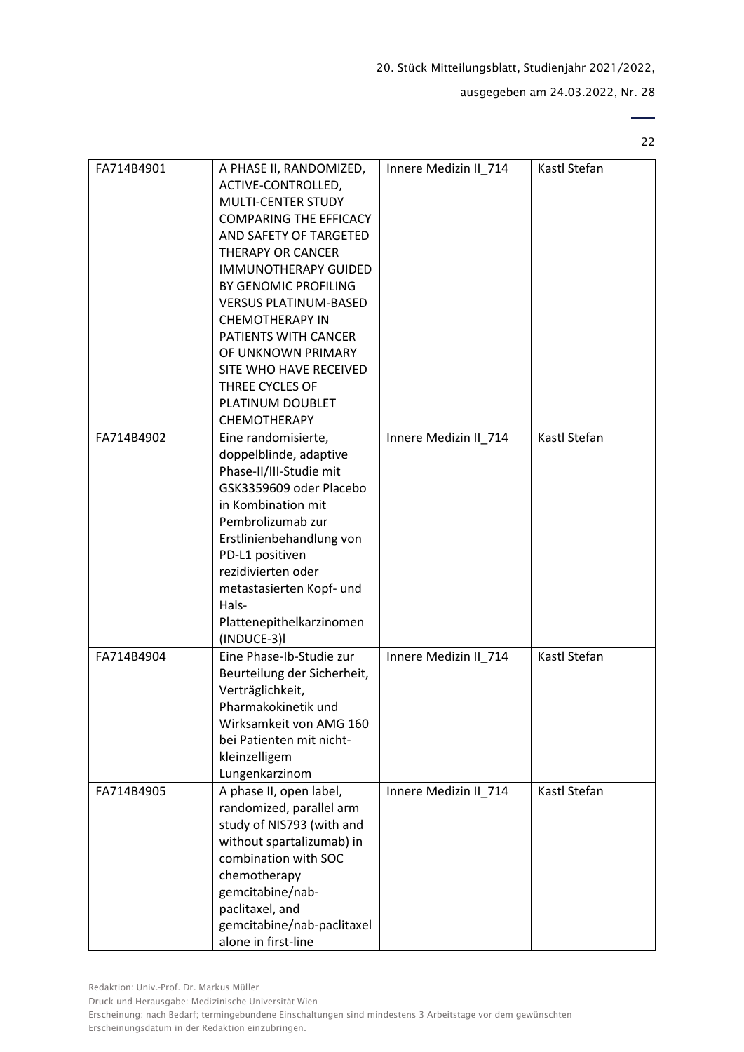| FA714B4901 | A PHASE II, RANDOMIZED, ACTIVE-CONTROLLED, MULTI-CENTER STUDY COMPARING THE EFFICACY AND SAFETY OF TARGETED THERAPY OR CANCER IMMUNOTHERAPY GUIDED BY GENOMIC PROFILING VERSUS PLATINUM-BASED CHEMOTHERAPY IN PATIENTS WITH CANCER OF UNKNOWN PRIMARY SITE WHO HAVE RECEIVED THREE CYCLES OF PLATINUM DOUBLET CHEMOTHERAPY | Innere Medizin II_714 | Kastl Stefan |
|---|---|---|---|
| FA714B4902 | Eine randomisierte, doppelblinde, adaptive Phase-II/III-Studie mit GSK3359609 oder Placebo in Kombination mit Pembrolizumab zur Erstlinienbehandlung von PD-L1 positiven rezidivierten oder metastasierten Kopf- und Hals-Plattenepithelkarzinomen (INDUCE-3)l | Innere Medizin II_714 | Kastl Stefan |
| FA714B4904 | Eine Phase-Ib-Studie zur Beurteilung der Sicherheit, Verträglichkeit, Pharmakokinetik und Wirksamkeit von AMG 160 bei Patienten mit nicht-kleinzelligem Lungenkarzinom | Innere Medizin II_714 | Kastl Stefan |
| FA714B4905 | A phase II, open label, randomized, parallel arm study of NIS793 (with and without spartalizumab) in combination with SOC chemotherapy gemcitabine/nab-paclitaxel, and gemcitabine/nab-paclitaxel alone in first-line | Innere Medizin II_714 | Kastl Stefan |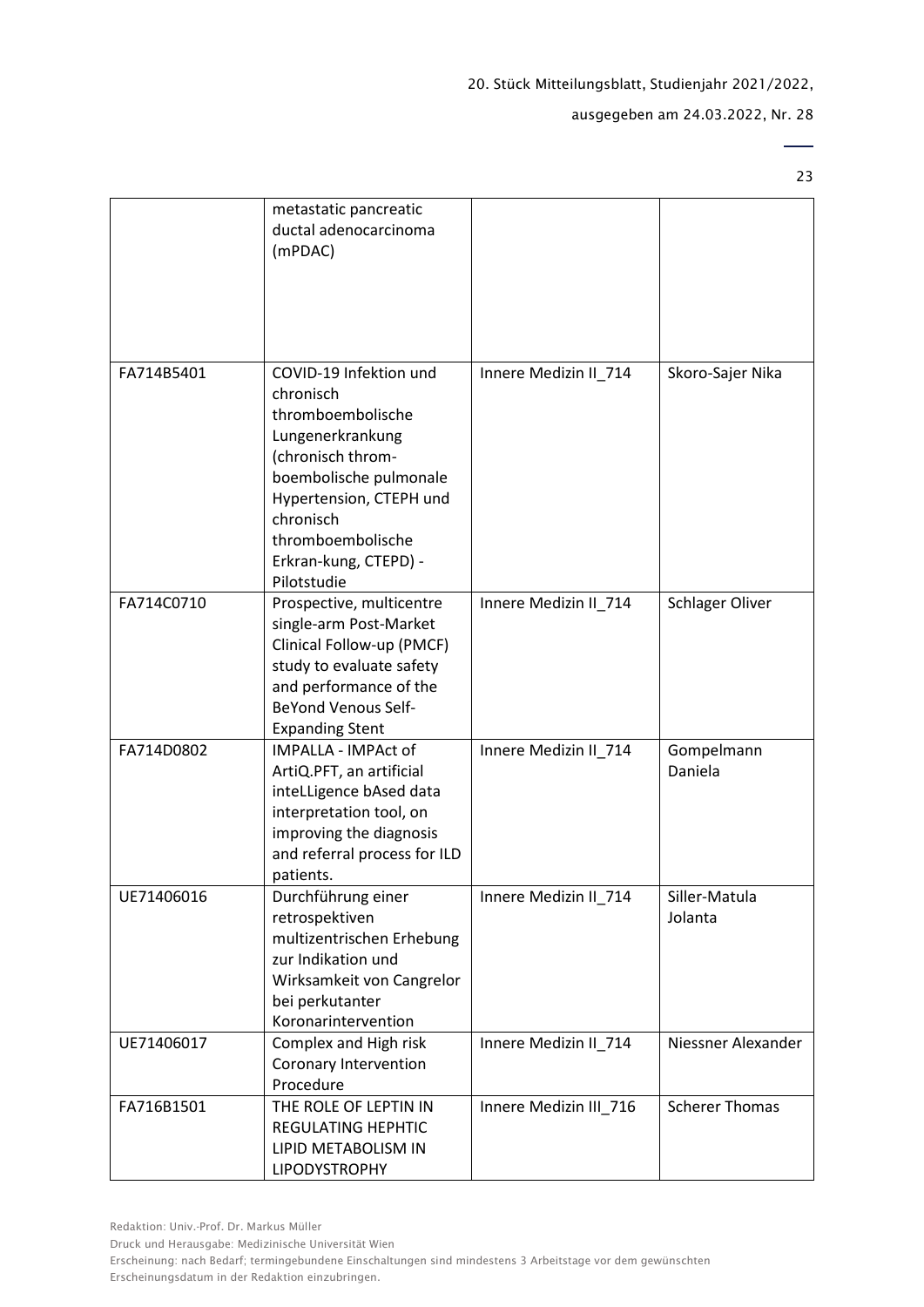| | | | |
|---|---|---|---|
| | metastatic pancreatic ductal adenocarcinoma (mPDAC) | | |
| FA714B5401 | COVID-19 Infektion und chronisch thromboembolische Lungenerkrankung (chronisch throm-boembolische pulmonale Hypertension, CTEPH und chronisch thromboembolische Erkran-kung, CTEPD) - Pilotstudie | Innere Medizin II_714 | Skoro-Sajer Nika |
| FA714C0710 | Prospective, multicentre single-arm Post-Market Clinical Follow-up (PMCF) study to evaluate safety and performance of the BeYond Venous Self-Expanding Stent | Innere Medizin II_714 | Schlager Oliver |
| FA714D0802 | IMPALLA - IMPAct of ArtiQ.PFT, an artificial inteLLigence bAsed data interpretation tool, on improving the diagnosis and referral process for ILD patients. | Innere Medizin II_714 | Gompelmann Daniela |
| UE71406016 | Durchführung einer retrospektiven multizentrischen Erhebung zur Indikation und Wirksamkeit von Cangrelor bei perkutanter Koronarintervention | Innere Medizin II_714 | Siller-Matula Jolanta |
| UE71406017 | Complex and High risk Coronary Intervention Procedure | Innere Medizin II_714 | Niessner Alexander |
| FA716B1501 | THE ROLE OF LEPTIN IN REGULATING HEPHTIC LIPID METABOLISM IN LIPODYSTROPHY | Innere Medizin III_716 | Scherer Thomas |

Redaktion: Univ.-Prof. Dr. Markus Müller

Druck und Herausgabe: Medizinische Universität Wien

Erscheinung: nach Bedarf; termingebundene Einschaltungen sind mindestens 3 Arbeitstage vor dem gewünschten Erscheinungsdatum in der Redaktion einzubringen.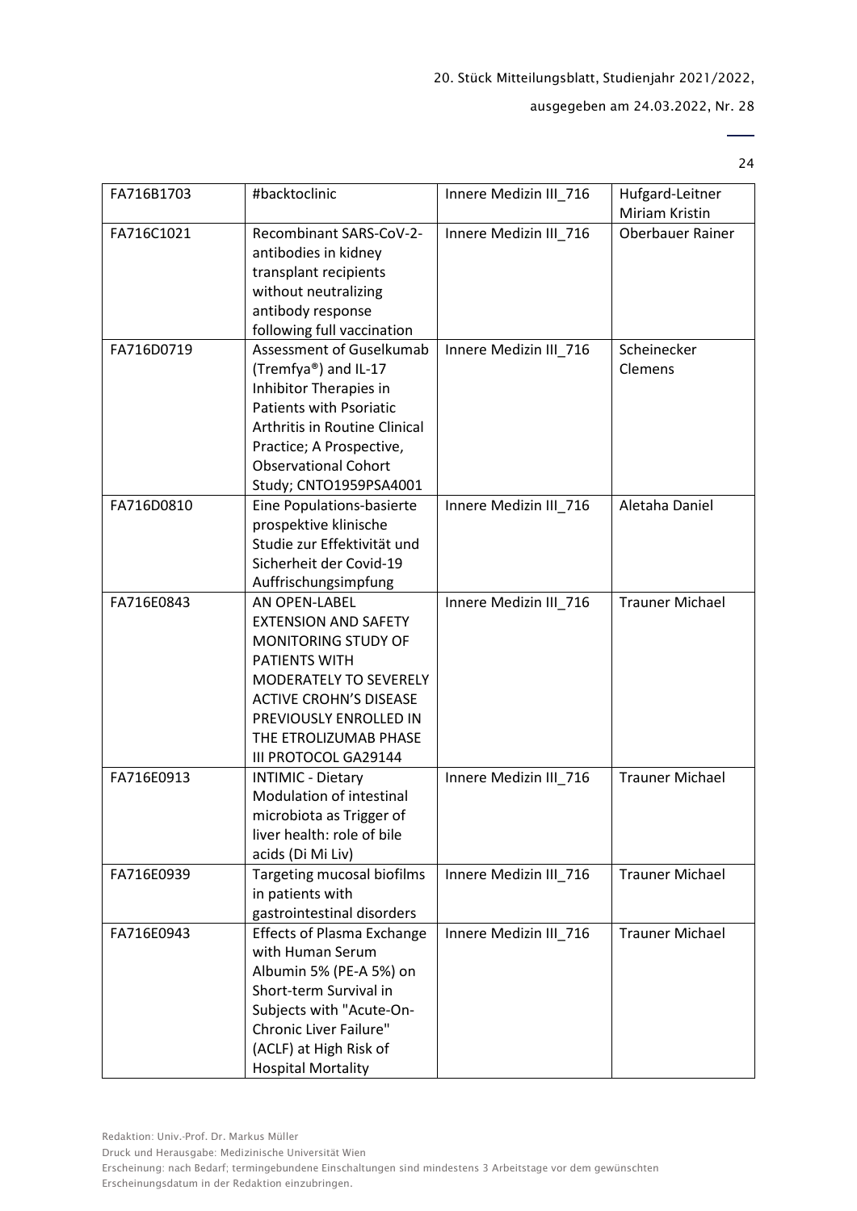| FA716B1703 | #backtoclinic | Innere Medizin III_716 | Hufgard-Leitner Miriam Kristin |
|---|---|---|---|
| FA716C1021 | Recombinant SARS-CoV-2-antibodies in kidney transplant recipients without neutralizing antibody response following full vaccination | Innere Medizin III_716 | Oberbauer Rainer |
| FA716D0719 | Assessment of Guselkumab (Tremfya®) and IL-17 Inhibitor Therapies in Patients with Psoriatic Arthritis in Routine Clinical Practice; A Prospective, Observational Cohort Study; CNTO1959PSA4001 | Innere Medizin III_716 | Scheinecker Clemens |
| FA716D0810 | Eine Populations-basierte prospektive klinische Studie zur Effektivität und Sicherheit der Covid-19 Auffrischungsimpfung | Innere Medizin III_716 | Aletaha Daniel |
| FA716E0843 | AN OPEN-LABEL EXTENSION AND SAFETY MONITORING STUDY OF PATIENTS WITH MODERATELY TO SEVERELY ACTIVE CROHN'S DISEASE PREVIOUSLY ENROLLED IN THE ETROLIZUMAB PHASE III PROTOCOL GA29144 | Innere Medizin III_716 | Trauner Michael |
| FA716E0913 | INTIMIC - Dietary Modulation of intestinal microbiota as Trigger of liver health: role of bile acids (Di Mi Liv) | Innere Medizin III_716 | Trauner Michael |
| FA716E0939 | Targeting mucosal biofilms in patients with gastrointestinal disorders | Innere Medizin III_716 | Trauner Michael |
| FA716E0943 | Effects of Plasma Exchange with Human Serum Albumin 5% (PE-A 5%) on Short-term Survival in Subjects with "Acute-On-Chronic Liver Failure" (ACLF) at High Risk of Hospital Mortality | Innere Medizin III_716 | Trauner Michael |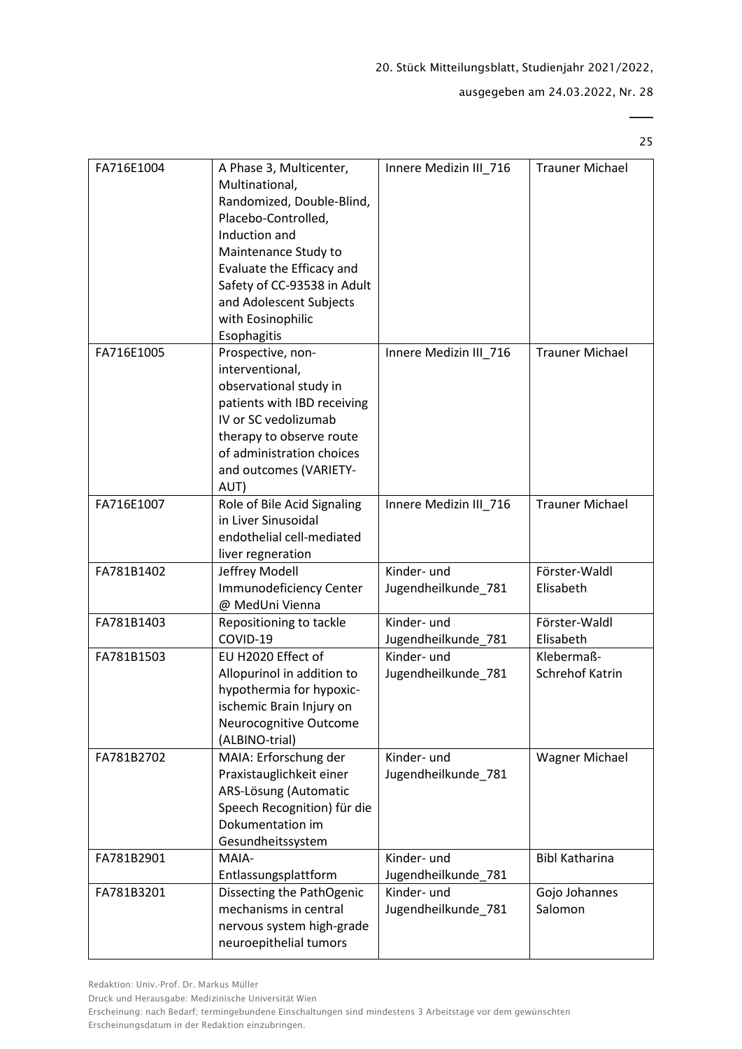| | | | |
|---|---|---|---|
| FA716E1004 | A Phase 3, Multicenter, Multinational, Randomized, Double-Blind, Placebo-Controlled, Induction and Maintenance Study to Evaluate the Efficacy and Safety of CC-93538 in Adult and Adolescent Subjects with Eosinophilic Esophagitis | Innere Medizin III_716 | Trauner Michael |
| FA716E1005 | Prospective, non-interventional, observational study in patients with IBD receiving IV or SC vedolizumab therapy to observe route of administration choices and outcomes (VARIETY-AUT) | Innere Medizin III_716 | Trauner Michael |
| FA716E1007 | Role of Bile Acid Signaling in Liver Sinusoidal endothelial cell-mediated liver regneration | Innere Medizin III_716 | Trauner Michael |
| FA781B1402 | Jeffrey Modell Immunodeficiency Center @ MedUni Vienna | Kinder- und Jugendheilkunde_781 | Förster-Waldl Elisabeth |
| FA781B1403 | Repositioning to tackle COVID-19 | Kinder- und Jugendheilkunde_781 | Förster-Waldl Elisabeth |
| FA781B1503 | EU H2020 Effect of Allopurinol in addition to hypothermia for hypoxic-ischemic Brain Injury on Neurocognitive Outcome (ALBINO-trial) | Kinder- und Jugendheilkunde_781 | Klebermaß-Schrehof Katrin |
| FA781B2702 | MAIA: Erforschung der Praxistauglichkeit einer ARS-Lösung (Automatic Speech Recognition) für die Dokumentation im Gesundheitssystem | Kinder- und Jugendheilkunde_781 | Wagner Michael |
| FA781B2901 | MAIA-Entlassungsplattform | Kinder- und Jugendheilkunde_781 | Bibl Katharina |
| FA781B3201 | Dissecting the PathOgenic mechanisms in central nervous system high-grade neuroepithelial tumors | Kinder- und Jugendheilkunde_781 | Gojo Johannes Salomon |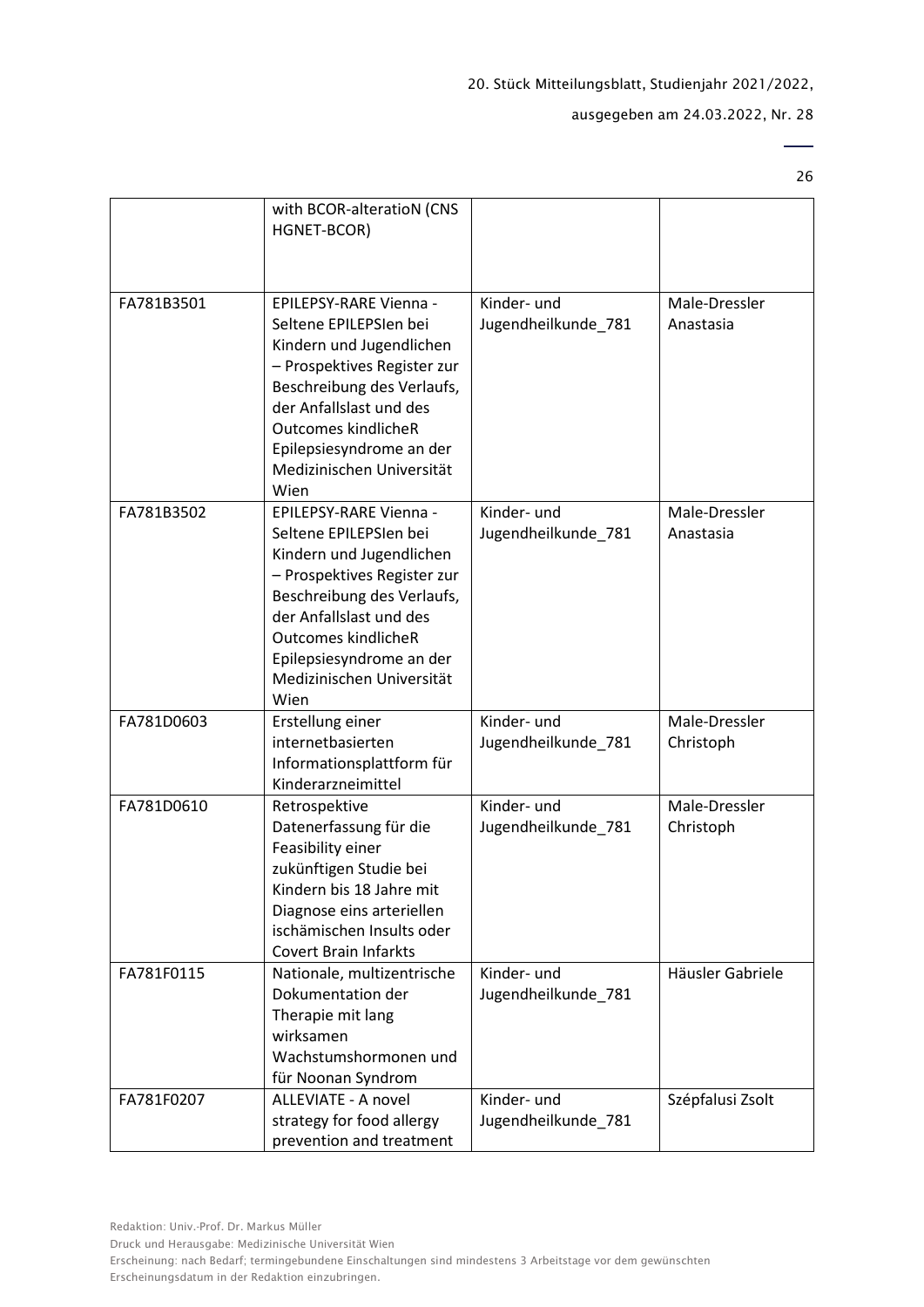| | | | |
|---|---|---|---|
| | with BCOR-alteratioN (CNS HGNET-BCOR) | | |
| FA781B3501 | EPILEPSY-RARE Vienna - Seltene EPILEPSIen bei Kindern und Jugendlichen – Prospektives Register zur Beschreibung des Verlaufs, der Anfallslast und des Outcomes kindlicheR Epilepsiesyndrome an der Medizinischen Universität Wien | Kinder- und Jugendheilkunde_781 | Male-Dressler Anastasia |
| FA781B3502 | EPILEPSY-RARE Vienna - Seltene EPILEPSIen bei Kindern und Jugendlichen – Prospektives Register zur Beschreibung des Verlaufs, der Anfallslast und des Outcomes kindlicheR Epilepsiesyndrome an der Medizinischen Universität Wien | Kinder- und Jugendheilkunde_781 | Male-Dressler Anastasia |
| FA781D0603 | Erstellung einer internetbasierten Informationsplattform für Kinderarzneimittel | Kinder- und Jugendheilkunde_781 | Male-Dressler Christoph |
| FA781D0610 | Retrospektive Datenerfassung für die Feasibility einer zukünftigen Studie bei Kindern bis 18 Jahre mit Diagnose eins arteriellen ischämischen Insults oder Covert Brain Infarkts | Kinder- und Jugendheilkunde_781 | Male-Dressler Christoph |
| FA781F0115 | Nationale, multizentrische Dokumentation der Therapie mit lang wirksamen Wachstumshormonen und für Noonan Syndrom | Kinder- und Jugendheilkunde_781 | Häusler Gabriele |
| FA781F0207 | ALLEVIATE - A novel strategy for food allergy prevention and treatment | Kinder- und Jugendheilkunde_781 | Szépfalusi Zsolt |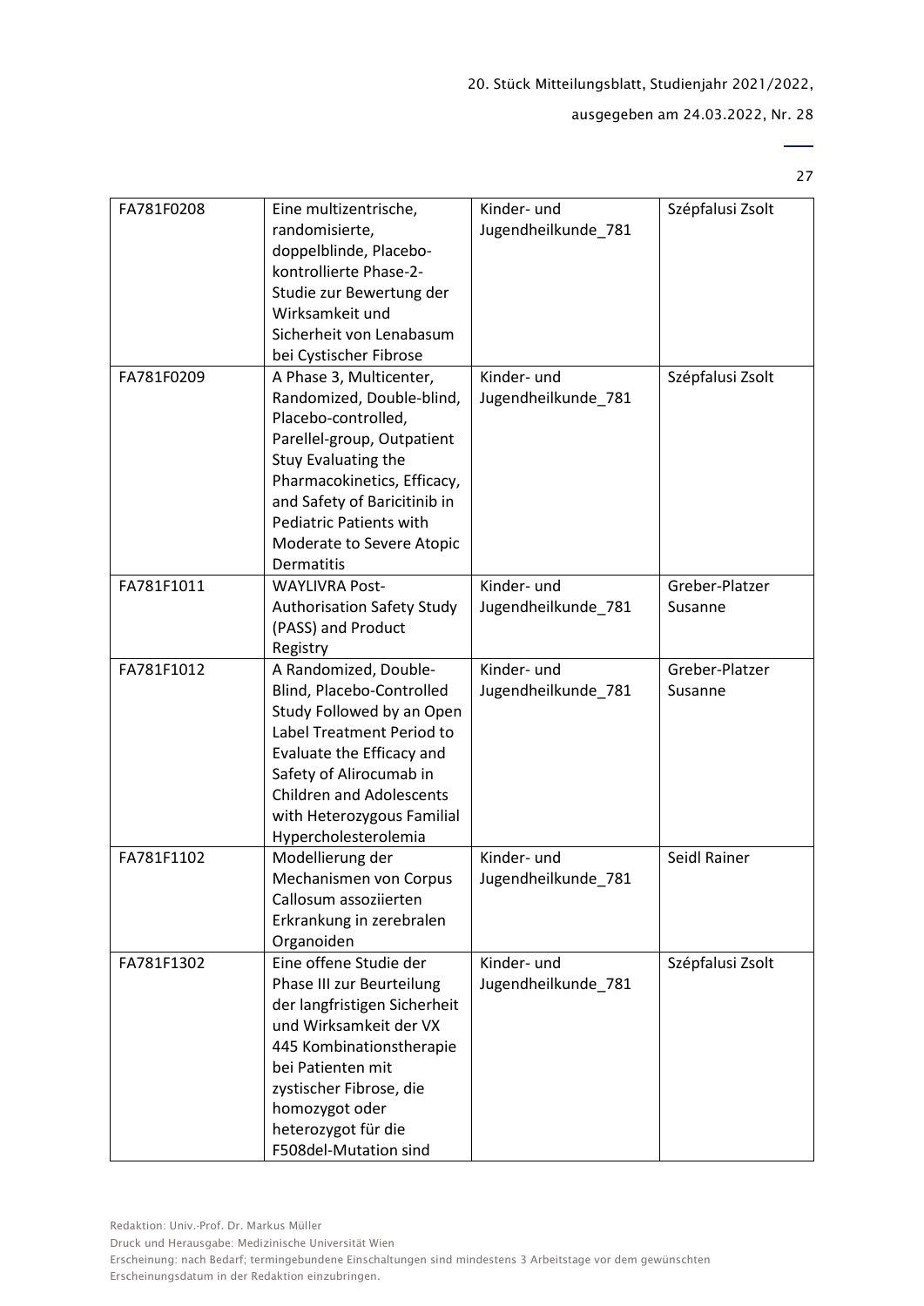| FA781F0208 | Eine multizentrische, randomisierte, doppelblinde, Placebo-kontrollierte Phase-2-Studie zur Bewertung der Wirksamkeit und Sicherheit von Lenabasum bei Cystischer Fibrose | Kinder- und Jugendheilkunde_781 | Szépfalusi Zsolt |
|---|---|---|---|
| FA781F0209 | A Phase 3, Multicenter, Randomized, Double-blind, Placebo-controlled, Parellel-group, Outpatient Stuy Evaluating the Pharmacokinetics, Efficacy, and Safety of Baricitinib in Pediatric Patients with Moderate to Severe Atopic Dermatitis | Kinder- und Jugendheilkunde_781 | Szépfalusi Zsolt |
| FA781F1011 | WAYLIVRA Post-Authorisation Safety Study (PASS) and Product Registry | Kinder- und Jugendheilkunde_781 | Greber-Platzer Susanne |
| FA781F1012 | A Randomized, Double-Blind, Placebo-Controlled Study Followed by an Open Label Treatment Period to Evaluate the Efficacy and Safety of Alirocumab in Children and Adolescents with Heterozygous Familial Hypercholesterolemia | Kinder- und Jugendheilkunde_781 | Greber-Platzer Susanne |
| FA781F1102 | Modellierung der Mechanismen von Corpus Callosum assoziierten Erkrankung in zerebralen Organoiden | Kinder- und Jugendheilkunde_781 | Seidl Rainer |
| FA781F1302 | Eine offene Studie der Phase III zur Beurteilung der langfristigen Sicherheit und Wirksamkeit der VX 445 Kombinationstherapie bei Patienten mit zystischer Fibrose, die homozygot oder heterozygot für die F508del-Mutation sind | Kinder- und Jugendheilkunde_781 | Szépfalusi Zsolt |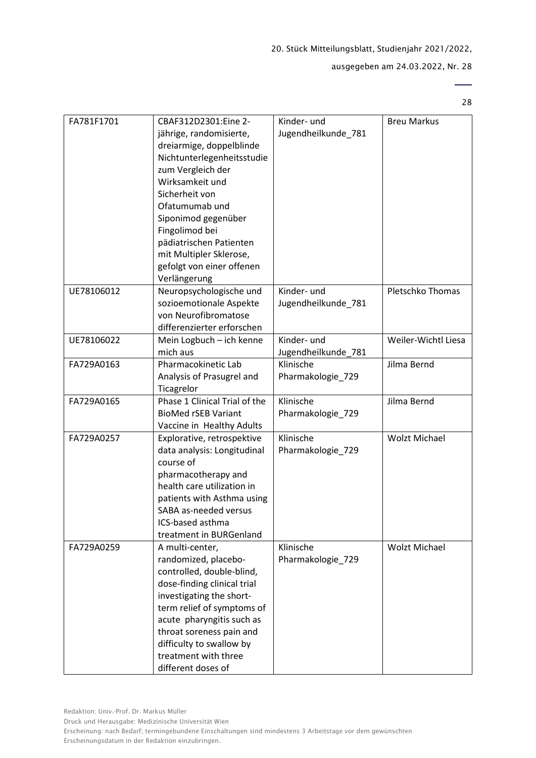| FA781F1701 | CBAF312D2301:Eine 2-jährige, randomisierte, dreiarmige, doppelblinde Nichtunterlegenheitsstudie zum Vergleich der Wirksamkeit und Sicherheit von Ofatumumab und Siponimod gegenüber Fingolimod bei pädiatrischen Patienten mit Multipler Sklerose, gefolgt von einer offenen Verlängerung | Kinder- und Jugendheilkunde_781 | Breu Markus |
|---|---|---|---|
| UE78106012 | Neuropsychologische und sozioemotionale Aspekte von Neurofibromatose differenzierter erforschen | Kinder- und Jugendheilkunde_781 | Pletschko Thomas |
| UE78106022 | Mein Logbuch – ich kenne mich aus | Kinder- und Jugendheilkunde_781 | Weiler-Wichtl Liesa |
| FA729A0163 | Pharmacokinetic Lab Analysis of Prasugrel and Ticagrelor | Klinische Pharmakologie_729 | Jilma Bernd |
| FA729A0165 | Phase 1 Clinical Trial of the BioMed rSEB Variant Vaccine in Healthy Adults | Klinische Pharmakologie_729 | Jilma Bernd |
| FA729A0257 | Explorative, retrospektive data analysis: Longitudinal course of pharmacotherapy and health care utilization in patients with Asthma using SABA as-needed versus ICS-based asthma treatment in BURGenland | Klinische Pharmakologie_729 | Wolzt Michael |
| FA729A0259 | A multi-center, randomized, placebo-controlled, double-blind, dose-finding clinical trial investigating the short-term relief of symptoms of acute pharyngitis such as throat soreness pain and difficulty to swallow by treatment with three different doses of | Klinische Pharmakologie_729 | Wolzt Michael |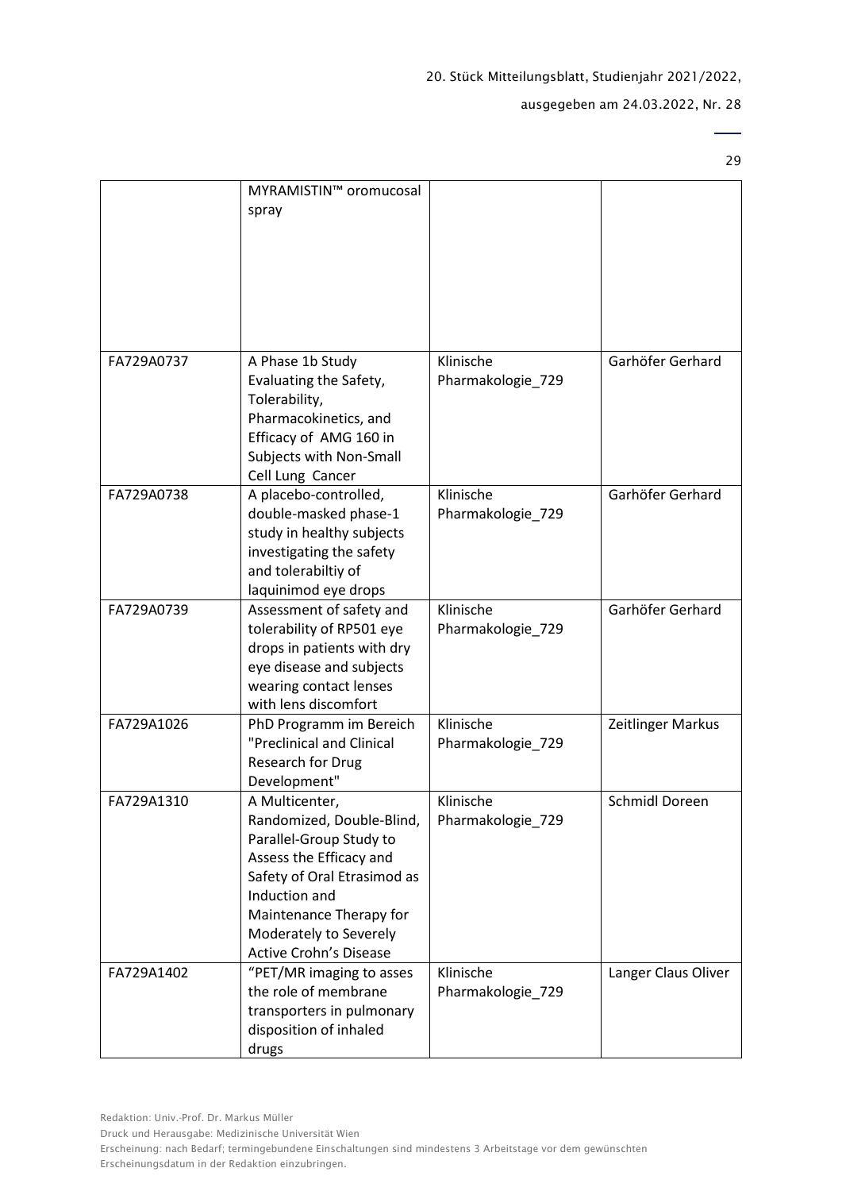| | MYRAMISTIN™ oromucosal spray | | |
|---|---|---|---|
| FA729A0737 | A Phase 1b Study Evaluating the Safety, Tolerability, Pharmacokinetics, and Efficacy of AMG 160 in Subjects with Non-Small Cell Lung Cancer | Klinische Pharmakologie_729 | Garhöfer Gerhard |
| FA729A0738 | A placebo-controlled, double-masked phase-1 study in healthy subjects investigating the safety and tolerabiltiy of laquinimod eye drops | Klinische Pharmakologie_729 | Garhöfer Gerhard |
| FA729A0739 | Assessment of safety and tolerability of RP501 eye drops in patients with dry eye disease and subjects wearing contact lenses with lens discomfort | Klinische Pharmakologie_729 | Garhöfer Gerhard |
| FA729A1026 | PhD Programm im Bereich "Preclinical and Clinical Research for Drug Development" | Klinische Pharmakologie_729 | Zeitlinger Markus |
| FA729A1310 | A Multicenter, Randomized, Double-Blind, Parallel-Group Study to Assess the Efficacy and Safety of Oral Etrasimod as Induction and Maintenance Therapy for Moderately to Severely Active Crohn's Disease | Klinische Pharmakologie_729 | Schmidl Doreen |
| FA729A1402 | "PET/MR imaging to asses the role of membrane transporters in pulmonary disposition of inhaled drugs | Klinische Pharmakologie_729 | Langer Claus Oliver |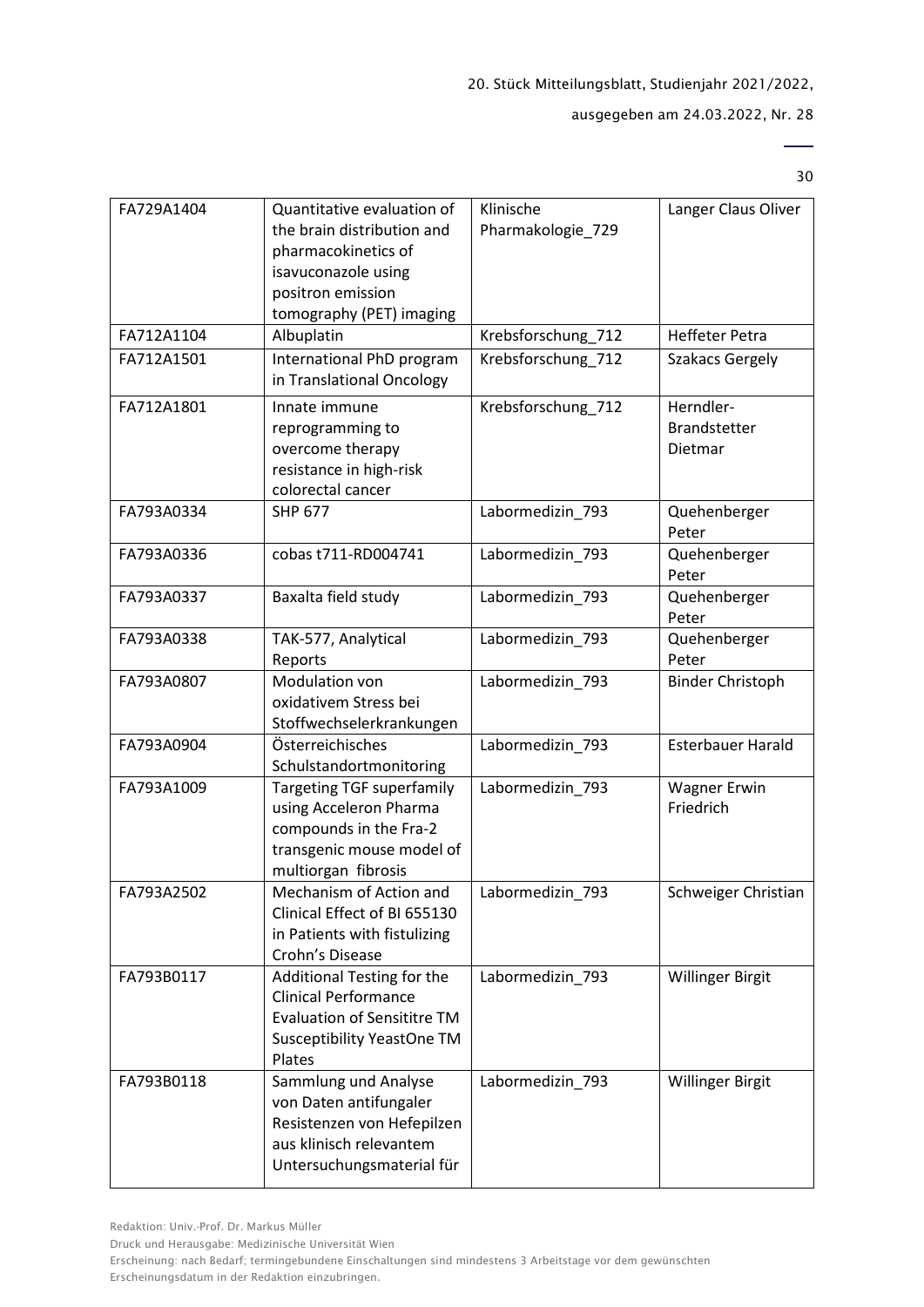| FA729A1404 | Quantitative evaluation of the brain distribution and pharmacokinetics of isavuconazole using positron emission tomography (PET) imaging | Klinische Pharmakologie_729 | Langer Claus Oliver |
|---|---|---|---|
| FA712A1104 | Albuplatin | Krebsforschung_712 | Heffeter Petra |
| FA712A1501 | International PhD program in Translational Oncology | Krebsforschung_712 | Szakacs Gergely |
| FA712A1801 | Innate immune reprogramming to overcome therapy resistance in high-risk colorectal cancer | Krebsforschung_712 | Herndler-Brandstetter Dietmar |
| FA793A0334 | SHP 677 | Labormedizin_793 | Quehenberger Peter |
| FA793A0336 | cobas t711-RD004741 | Labormedizin_793 | Quehenberger Peter |
| FA793A0337 | Baxalta field study | Labormedizin_793 | Quehenberger Peter |
| FA793A0338 | TAK-577, Analytical Reports | Labormedizin_793 | Quehenberger Peter |
| FA793A0807 | Modulation von oxidativem Stress bei Stoffwechselerkrankungen | Labormedizin_793 | Binder Christoph |
| FA793A0904 | Österreichisches Schulstandortmonitoring | Labormedizin_793 | Esterbauer Harald |
| FA793A1009 | Targeting TGF superfamily using Acceleron Pharma compounds in the Fra-2 transgenic mouse model of multiorgan fibrosis | Labormedizin_793 | Wagner Erwin Friedrich |
| FA793A2502 | Mechanism of Action and Clinical Effect of BI 655130 in Patients with fistulizing Crohn's Disease | Labormedizin_793 | Schweiger Christian |
| FA793B0117 | Additional Testing for the Clinical Performance Evaluation of Sensititre TM Susceptibility YeastOne TM Plates | Labormedizin_793 | Willinger Birgit |
| FA793B0118 | Sammlung und Analyse von Daten antifungaler Resistenzen von Hefepilzen aus klinisch relevantem Untersuchungsmaterial für | Labormedizin_793 | Willinger Birgit |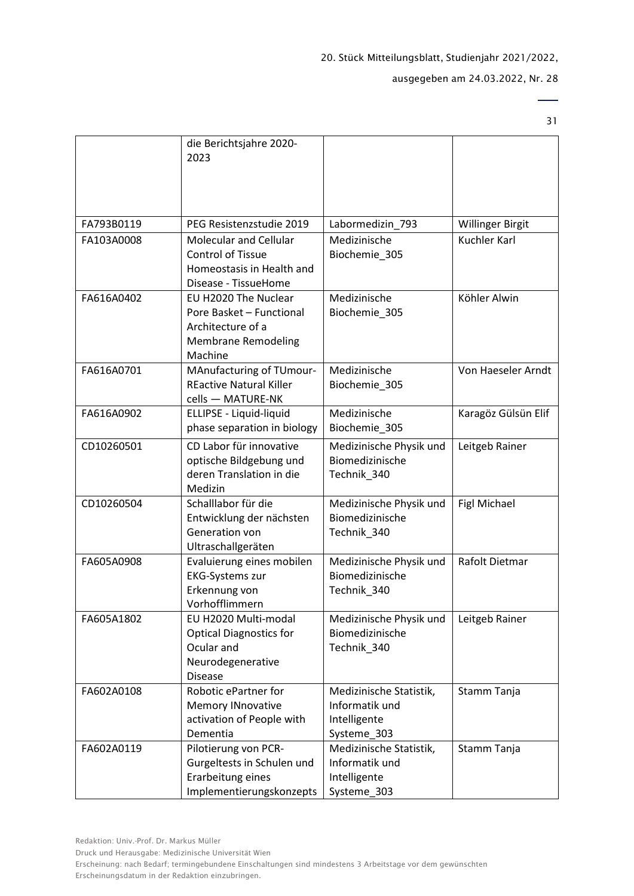| | die Berichtsjahre 2020-2023 | | |
|---|---|---|---|
| FA793B0119 | PEG Resistenzstudie 2019 | Labormedizin_793 | Willinger Birgit |
| FA103A0008 | Molecular and Cellular Control of Tissue Homeostasis in Health and Disease - TissueHome | Medizinische Biochemie_305 | Kuchler Karl |
| FA616A0402 | EU H2020 The Nuclear Pore Basket – Functional Architecture of a Membrane Remodeling Machine | Medizinische Biochemie_305 | Köhler Alwin |
| FA616A0701 | MAnufacturing of TUmour-REactive Natural Killer cells — MATURE-NK | Medizinische Biochemie_305 | Von Haeseler Arndt |
| FA616A0902 | ELLIPSE - Liquid-liquid phase separation in biology | Medizinische Biochemie_305 | Karagöz Gülsün Elif |
| CD10260501 | CD Labor für innovative optische Bildgebung und deren Translation in die Medizin | Medizinische Physik und Biomedizinische Technik_340 | Leitgeb Rainer |
| CD10260504 | Schalllabor für die Entwicklung der nächsten Generation von Ultraschallgeräten | Medizinische Physik und Biomedizinische Technik_340 | Figl Michael |
| FA605A0908 | Evaluierung eines mobilen EKG-Systems zur Erkennung von Vorhofflimmern | Medizinische Physik und Biomedizinische Technik_340 | Rafolt Dietmar |
| FA605A1802 | EU H2020 Multi-modal Optical Diagnostics for Ocular and Neurodegenerative Disease | Medizinische Physik und Biomedizinische Technik_340 | Leitgeb Rainer |
| FA602A0108 | Robotic ePartner for Memory INnovative activation of People with Dementia | Medizinische Statistik, Informatik und Intelligente Systeme_303 | Stamm Tanja |
| FA602A0119 | Pilotierung von PCR-Gurgeltests in Schulen und Erarbeitung eines Implementierungskonzepts | Medizinische Statistik, Informatik und Intelligente Systeme_303 | Stamm Tanja |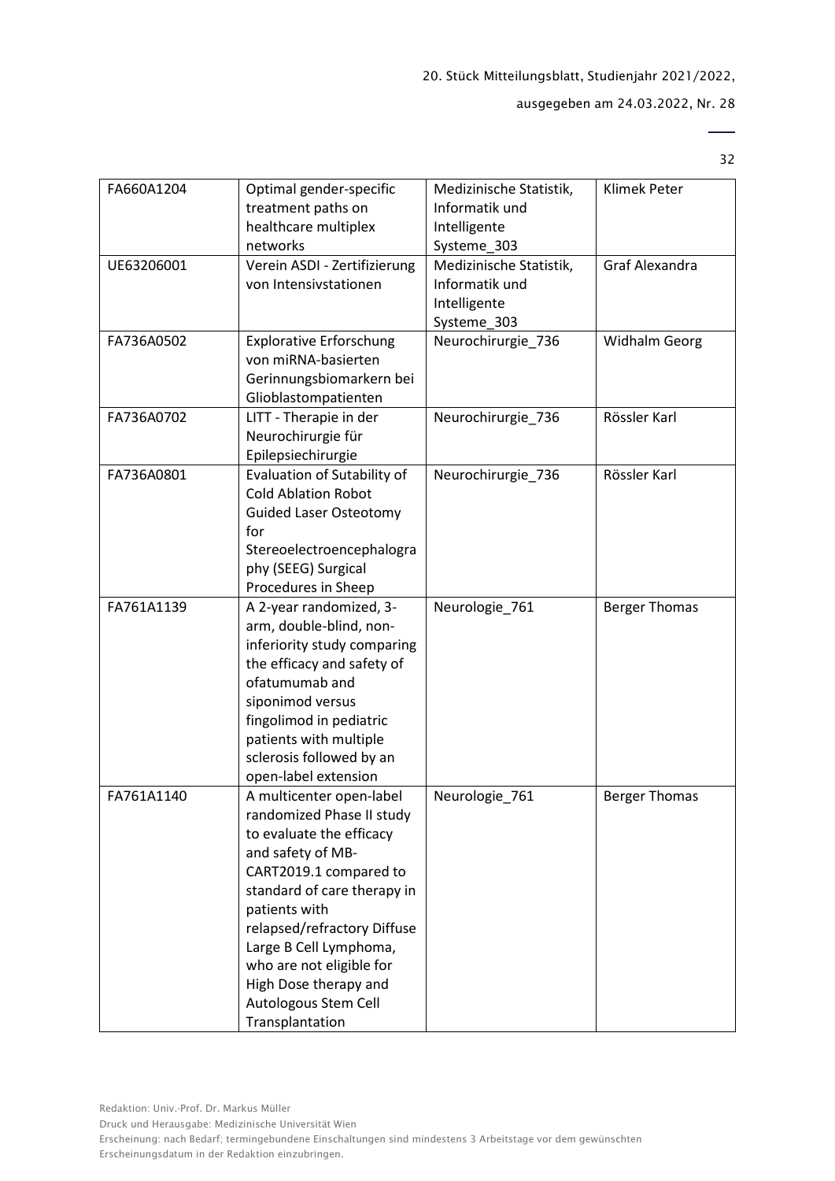| FA660A1204 | Optimal gender-specific treatment paths on healthcare multiplex networks | Medizinische Statistik, Informatik und Intelligente Systeme_303 | Klimek Peter |
|---|---|---|---|
| UE63206001 | Verein ASDI - Zertifizierung von Intensivstationen | Medizinische Statistik, Informatik und Intelligente Systeme_303 | Graf Alexandra |
| FA736A0502 | Explorative Erforschung von miRNA-basierten Gerinnungsbiomarkern bei Glioblastompatienten | Neurochirurgie_736 | Widhalm Georg |
| FA736A0702 | LITT - Therapie in der Neurochirurgie für Epilepsiechirurgie | Neurochirurgie_736 | Rössler Karl |
| FA736A0801 | Evaluation of Sutability of Cold Ablation Robot Guided Laser Osteotomy for Stereoelectroencephalography (SEEG) Surgical Procedures in Sheep | Neurochirurgie_736 | Rössler Karl |
| FA761A1139 | A 2-year randomized, 3-arm, double-blind, non-inferiority study comparing the efficacy and safety of ofatumumab and siponimod versus fingolimod in pediatric patients with multiple sclerosis followed by an open-label extension | Neurologie_761 | Berger Thomas |
| FA761A1140 | A multicenter open-label randomized Phase II study to evaluate the efficacy and safety of MB-CART2019.1 compared to standard of care therapy in patients with relapsed/refractory Diffuse Large B Cell Lymphoma, who are not eligible for High Dose therapy and Autologous Stem Cell Transplantation | Neurologie_761 | Berger Thomas |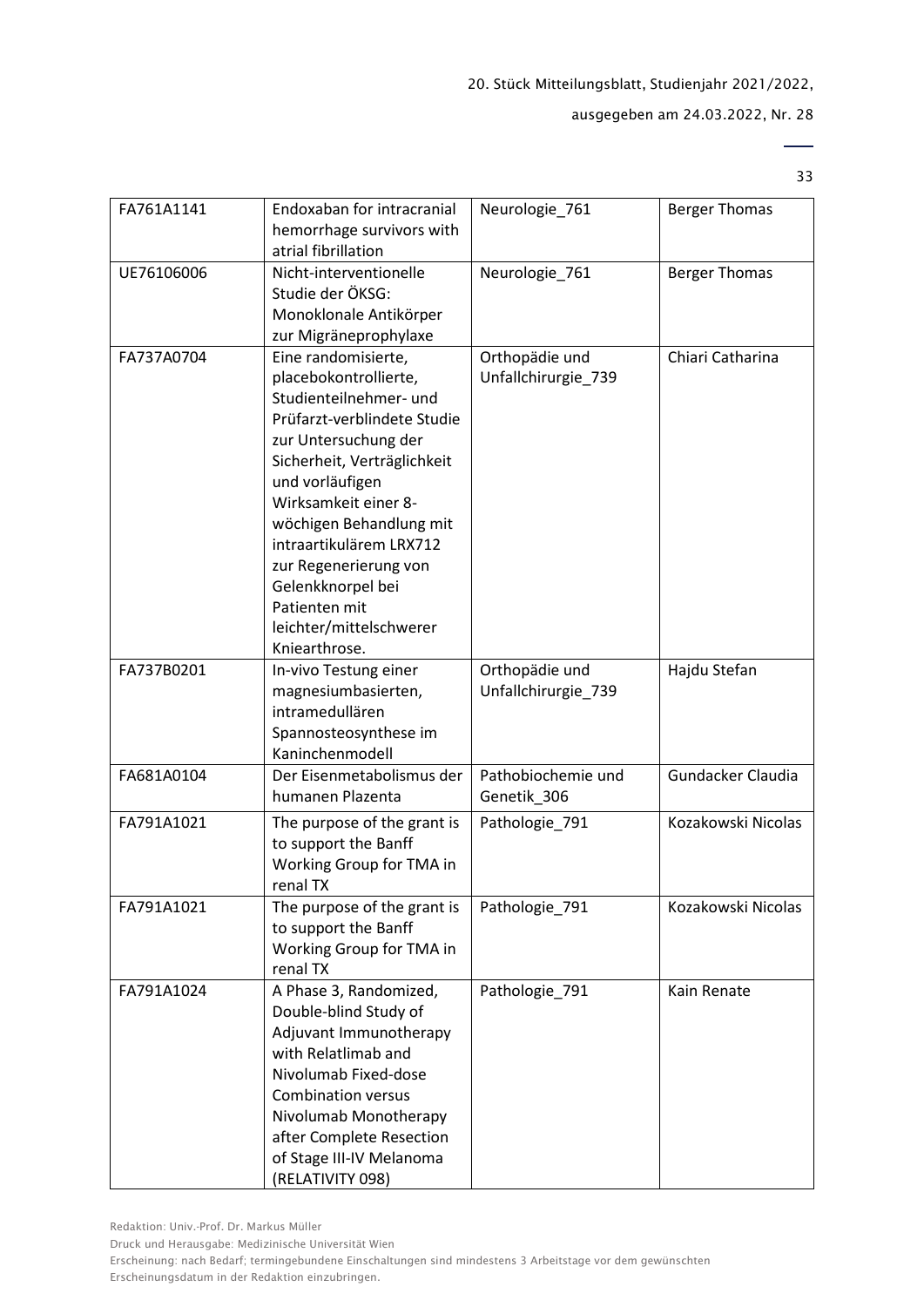| FA761A1141 | Endoxaban for intracranial hemorrhage survivors with atrial fibrillation | Neurologie_761 | Berger Thomas |
|---|---|---|---|
| UE76106006 | Nicht-interventionelle Studie der ÖKSG: Monoklonale Antikörper zur Migräneprophylaxe | Neurologie_761 | Berger Thomas |
| FA737A0704 | Eine randomisierte, placebokontrollierte, Studienteilnehmer- und Prüfarzt-verblindete Studie zur Untersuchung der Sicherheit, Verträglichkeit und vorläufigen Wirksamkeit einer 8-wöchigen Behandlung mit intraartikulärem LRX712 zur Regenerierung von Gelenkknorpel bei Patienten mit leichter/mittelschwerer Kniearthrose. | Orthopädie und Unfallchirurgie_739 | Chiari Catharina |
| FA737B0201 | In-vivo Testung einer magnesiumbasierten, intramedullären Spannosteosynthese im Kaninchenmodell | Orthopädie und Unfallchirurgie_739 | Hajdu Stefan |
| FA681A0104 | Der Eisenmetabolismus der humanen Plazenta | Pathobiochemie und Genetik_306 | Gundacker Claudia |
| FA791A1021 | The purpose of the grant is to support the Banff Working Group for TMA in renal TX | Pathologie_791 | Kozakowski Nicolas |
| FA791A1021 | The purpose of the grant is to support the Banff Working Group for TMA in renal TX | Pathologie_791 | Kozakowski Nicolas |
| FA791A1024 | A Phase 3, Randomized, Double-blind Study of Adjuvant Immunotherapy with Relatlimab and Nivolumab Fixed-dose Combination versus Nivolumab Monotherapy after Complete Resection of Stage III-IV Melanoma (RELATIVITY 098) | Pathologie_791 | Kain Renate |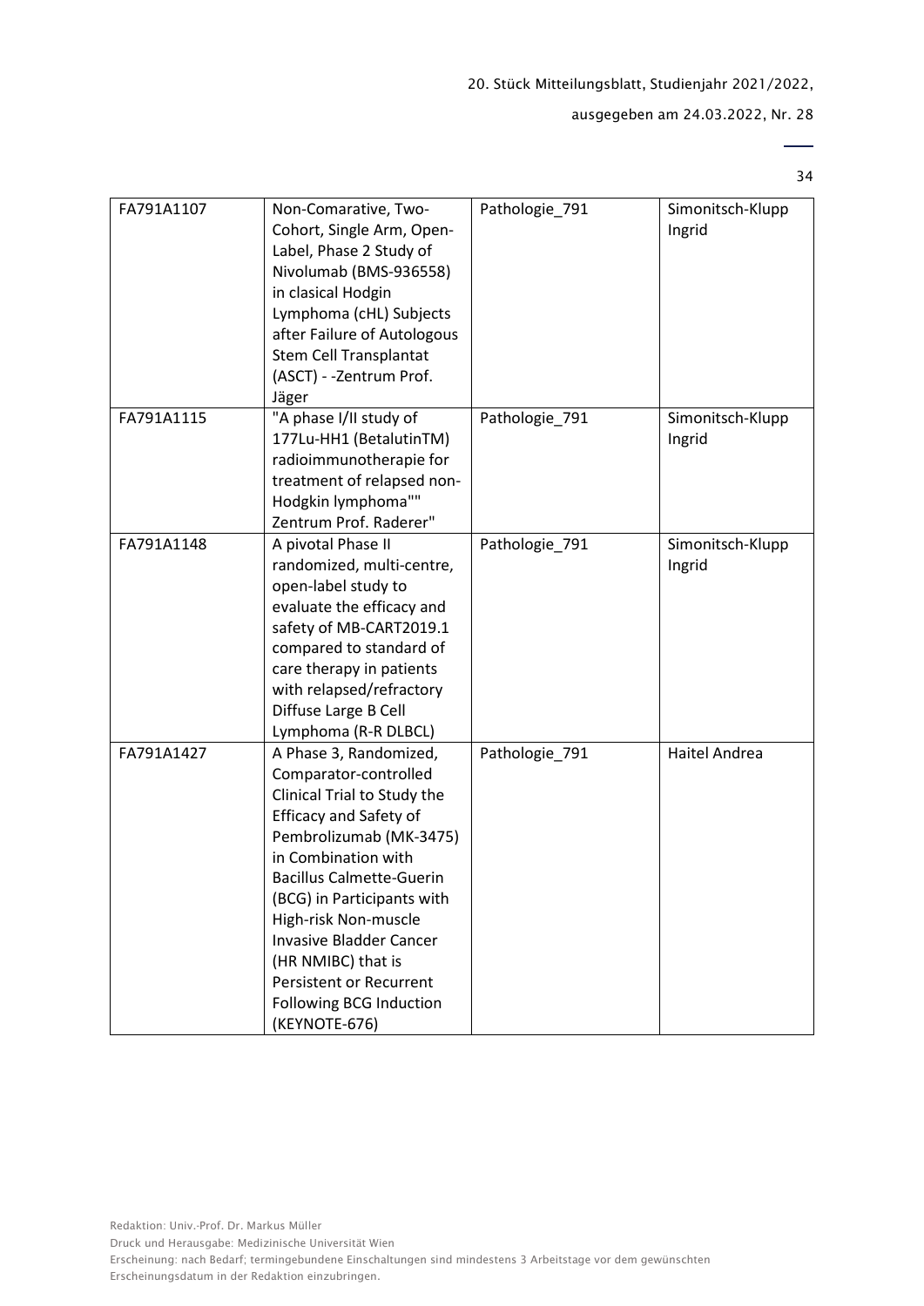| FA791A1107 | Non-Comarative, Two-Cohort, Single Arm, Open-Label, Phase 2 Study of Nivolumab (BMS-936558) in clasical Hodgin Lymphoma (cHL) Subjects after Failure of Autologous Stem Cell Transplantat (ASCT) - -Zentrum Prof. Jäger | Pathologie_791 | Simonitsch-Klupp Ingrid |
|---|---|---|---|
| FA791A1115 | "A phase I/II study of 177Lu-HH1 (BetalutinTM) radioimmunotherapie for treatment of relapsed non-Hodgkin lymphoma"" Zentrum Prof. Raderer" | Pathologie_791 | Simonitsch-Klupp Ingrid |
| FA791A1148 | A pivotal Phase II randomized, multi-centre, open-label study to evaluate the efficacy and safety of MB-CART2019.1 compared to standard of care therapy in patients with relapsed/refractory Diffuse Large B Cell Lymphoma (R-R DLBCL) | Pathologie_791 | Simonitsch-Klupp Ingrid |
| FA791A1427 | A Phase 3, Randomized, Comparator-controlled Clinical Trial to Study the Efficacy and Safety of Pembrolizumab (MK-3475) in Combination with Bacillus Calmette-Guerin (BCG) in Participants with High-risk Non-muscle Invasive Bladder Cancer (HR NMIBC) that is Persistent or Recurrent Following BCG Induction (KEYNOTE-676) | Pathologie_791 | Haitel Andrea |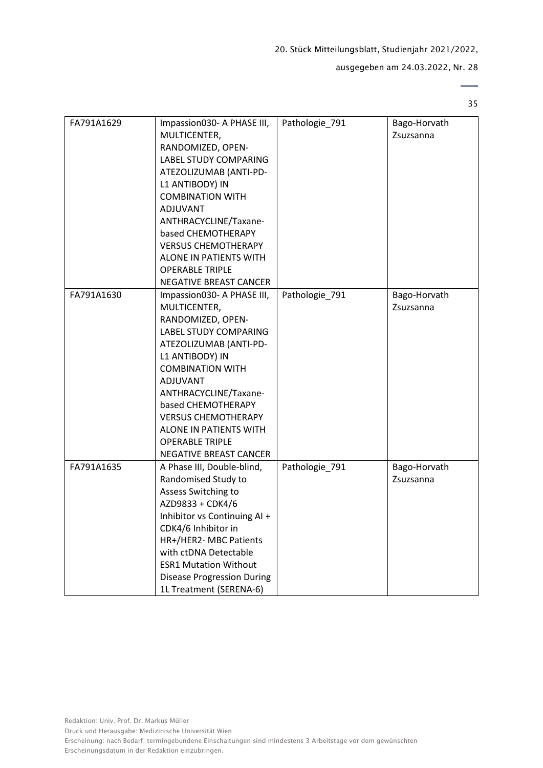| FA791A1629 | Impassion030- A PHASE III, MULTICENTER, RANDOMIZED, OPEN-LABEL STUDY COMPARING ATEZOLIZUMAB (ANTI-PD-L1 ANTIBODY) IN COMBINATION WITH ADJUVANT ANTHRACYCLINE/Taxane-based CHEMOTHERAPY VERSUS CHEMOTHERAPY ALONE IN PATIENTS WITH OPERABLE TRIPLE NEGATIVE BREAST CANCER | Pathologie_791 | Bago-Horvath Zsuzsanna |
|---|---|---|---|
| FA791A1630 | Impassion030- A PHASE III, MULTICENTER, RANDOMIZED, OPEN-LABEL STUDY COMPARING ATEZOLIZUMAB (ANTI-PD-L1 ANTIBODY) IN COMBINATION WITH ADJUVANT ANTHRACYCLINE/Taxane-based CHEMOTHERAPY VERSUS CHEMOTHERAPY ALONE IN PATIENTS WITH OPERABLE TRIPLE NEGATIVE BREAST CANCER | Pathologie_791 | Bago-Horvath Zsuzsanna |
| FA791A1635 | A Phase III, Double-blind, Randomised Study to Assess Switching to AZD9833 + CDK4/6 Inhibitor vs Continuing AI + CDK4/6 Inhibitor in HR+/HER2- MBC Patients with ctDNA Detectable ESR1 Mutation Without Disease Progression During 1L Treatment (SERENA-6) | Pathologie_791 | Bago-Horvath Zsuzsanna |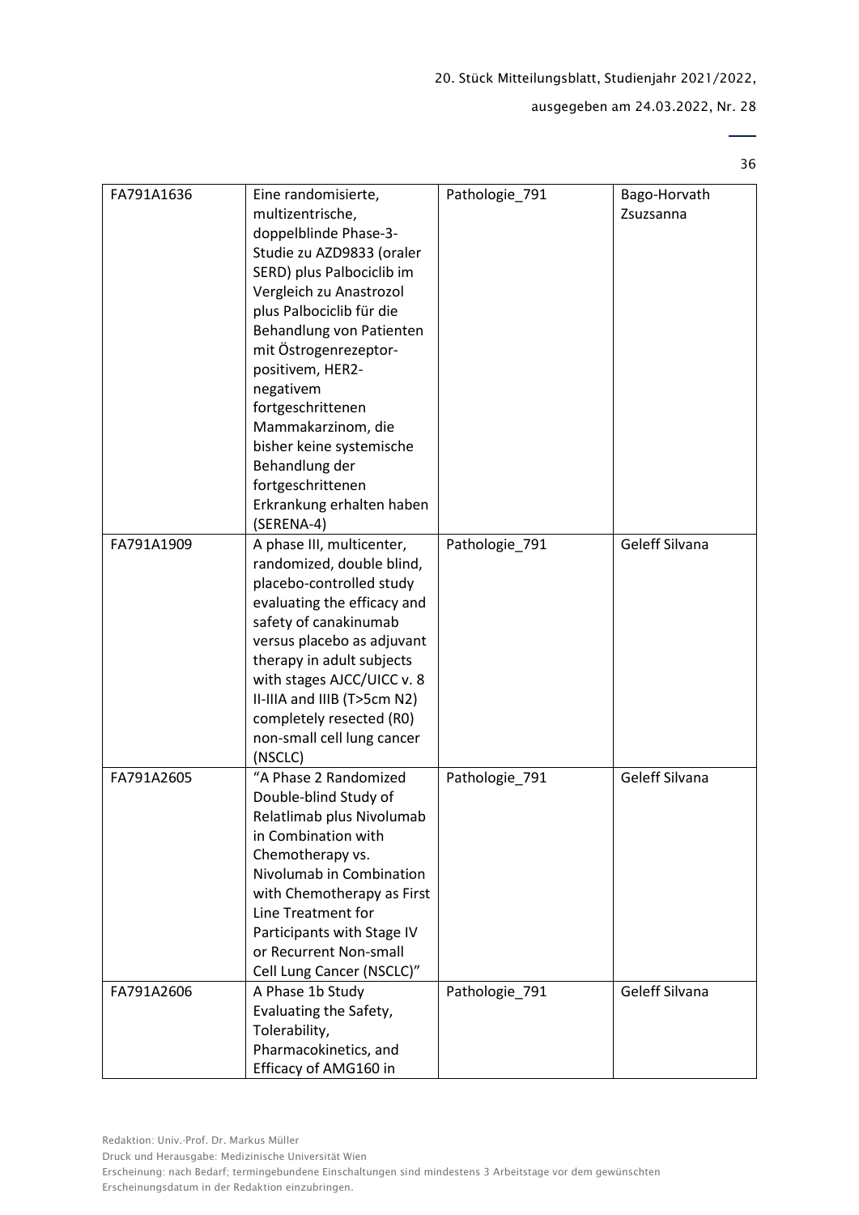| FA791A1636 | Eine randomisierte, multizentrische, doppelblinde Phase-3-Studie zu AZD9833 (oraler SERD) plus Palbociclib im Vergleich zu Anastrozol plus Palbociclib für die Behandlung von Patienten mit Östrogenrezeptor-positivem, HER2-negativem fortgeschrittenen Mammakarzinom, die bisher keine systemische Behandlung der fortgeschrittenen Erkrankung erhalten haben (SERENA-4) | Pathologie_791 | Bago-Horvath Zsuzsanna |
|---|---|---|---|
| FA791A1909 | A phase III, multicenter, randomized, double blind, placebo-controlled study evaluating the efficacy and safety of canakinumab versus placebo as adjuvant therapy in adult subjects with stages AJCC/UICC v. 8 II-IIIA and IIIB (T>5cm N2) completely resected (R0) non-small cell lung cancer (NSCLC) | Pathologie_791 | Geleff Silvana |
| FA791A2605 | "A Phase 2 Randomized Double-blind Study of Relatlimab plus Nivolumab in Combination with Chemotherapy vs. Nivolumab in Combination with Chemotherapy as First Line Treatment for Participants with Stage IV or Recurrent Non-small Cell Lung Cancer (NSCLC)" | Pathologie_791 | Geleff Silvana |
| FA791A2606 | A Phase 1b Study Evaluating the Safety, Tolerability, Pharmacokinetics, and Efficacy of AMG160 in | Pathologie_791 | Geleff Silvana |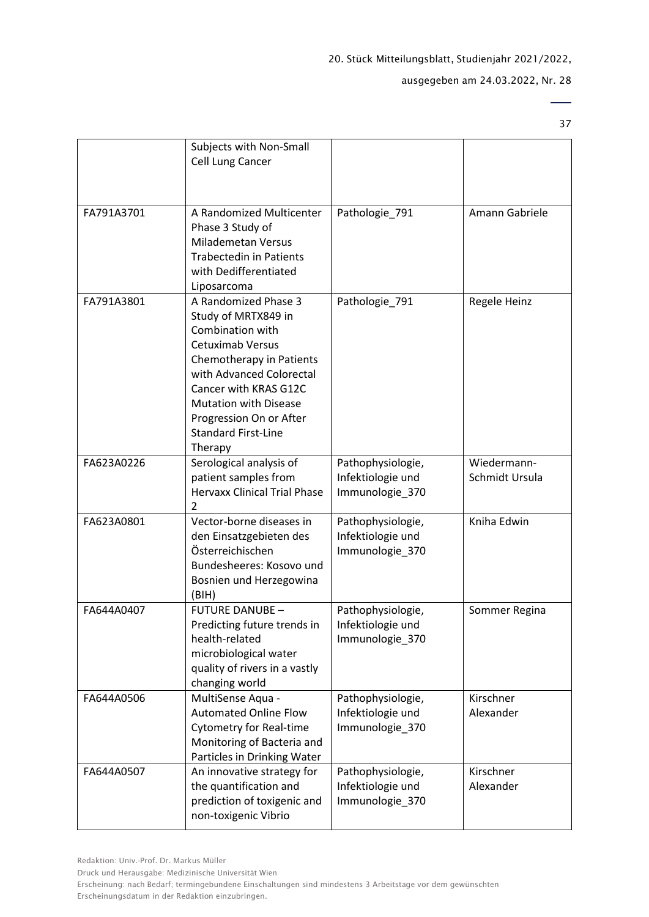| | | | |
|---|---|---|---|
| | Subjects with Non-Small Cell Lung Cancer | | |
| FA791A3701 | A Randomized Multicenter Phase 3 Study of Milademetan Versus Trabectedin in Patients with Dedifferentiated Liposarcoma | Pathologie_791 | Amann Gabriele |
| FA791A3801 | A Randomized Phase 3 Study of MRTX849 in Combination with Cetuximab Versus Chemotherapy in Patients with Advanced Colorectal Cancer with KRAS G12C Mutation with Disease Progression On or After Standard First-Line Therapy | Pathologie_791 | Regele Heinz |
| FA623A0226 | Serological analysis of patient samples from Hervaxx Clinical Trial Phase 2 | Pathophysiologie, Infektiologie und Immunologie_370 | Wiedermann-Schmidt Ursula |
| FA623A0801 | Vector-borne diseases in den Einsatzgebieten des Österreichischen Bundesheeres: Kosovo und Bosnien und Herzegowina (BIH) | Pathophysiologie, Infektiologie und Immunologie_370 | Kniha Edwin |
| FA644A0407 | FUTURE DANUBE – Predicting future trends in health-related microbiological water quality of rivers in a vastly changing world | Pathophysiologie, Infektiologie und Immunologie_370 | Sommer Regina |
| FA644A0506 | MultiSense Aqua - Automated Online Flow Cytometry for Real-time Monitoring of Bacteria and Particles in Drinking Water | Pathophysiologie, Infektiologie und Immunologie_370 | Kirschner Alexander |
| FA644A0507 | An innovative strategy for the quantification and prediction of toxigenic and non-toxigenic Vibrio | Pathophysiologie, Infektiologie und Immunologie_370 | Kirschner Alexander |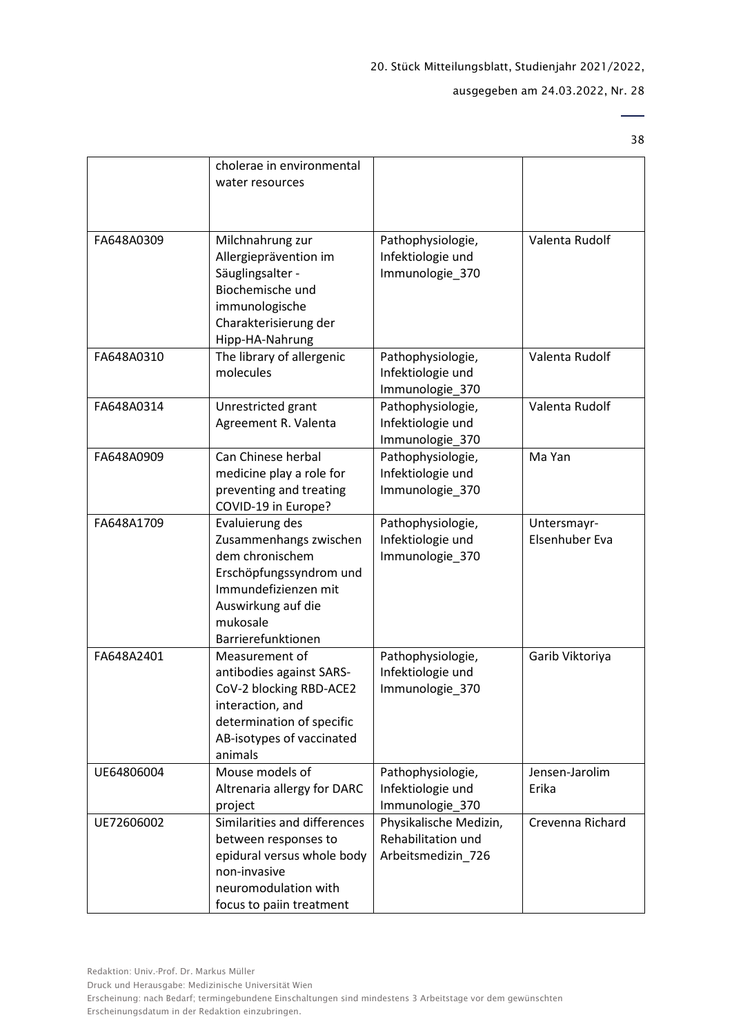| | cholerae in environmental water resources | | |
|---|---|---|---|
| FA648A0309 | Milchnahrung zur Allergieprävention im Säuglingsalter - Biochemische und immunologische Charakterisierung der Hipp-HA-Nahrung | Pathophysiologie, Infektiologie und Immunologie_370 | Valenta Rudolf |
| FA648A0310 | The library of allergenic molecules | Pathophysiologie, Infektiologie und Immunologie_370 | Valenta Rudolf |
| FA648A0314 | Unrestricted grant Agreement R. Valenta | Pathophysiologie, Infektiologie und Immunologie_370 | Valenta Rudolf |
| FA648A0909 | Can Chinese herbal medicine play a role for preventing and treating COVID-19 in Europe? | Pathophysiologie, Infektiologie und Immunologie_370 | Ma Yan |
| FA648A1709 | Evaluierung des Zusammenhangs zwischen dem chronischem Erschöpfungssyndrom und Immundefizienzen mit Auswirkung auf die mukosale Barrierefunktionen | Pathophysiologie, Infektiologie und Immunologie_370 | Untersmayr-Elsenhuber Eva |
| FA648A2401 | Measurement of antibodies against SARS-CoV-2 blocking RBD-ACE2 interaction, and determination of specific AB-isotypes of vaccinated animals | Pathophysiologie, Infektiologie und Immunologie_370 | Garib Viktoriya |
| UE64806004 | Mouse models of Altrenaria allergy for DARC project | Pathophysiologie, Infektiologie und Immunologie_370 | Jensen-Jarolim Erika |
| UE72606002 | Similarities and differences between responses to epidural versus whole body non-invasive neuromodulation with focus to paiin treatment | Physikalische Medizin, Rehabilitation und Arbeitsmedizin_726 | Crevenna Richard |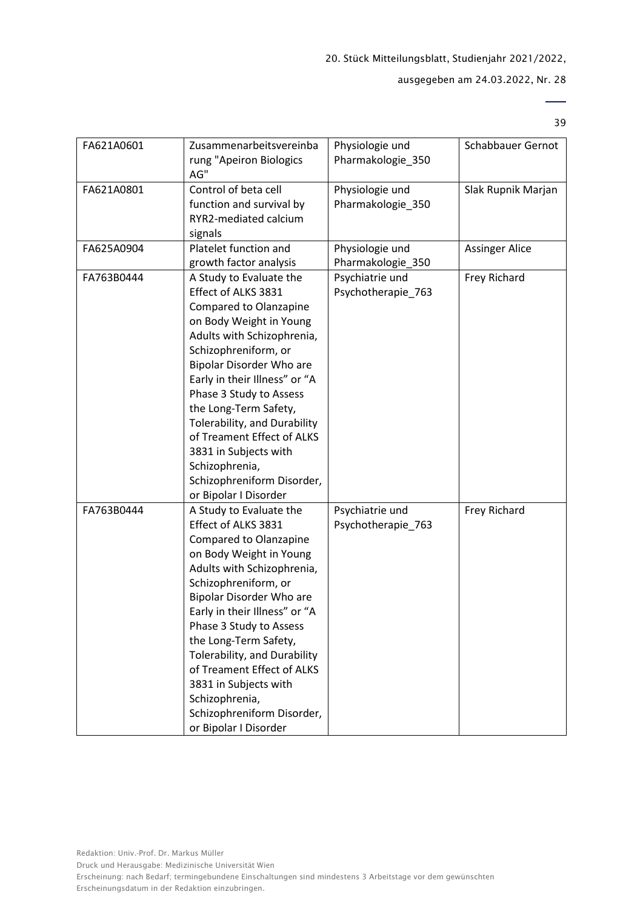| FA621A0601 | Zusammenarbeitsvereinbarung "Apeiron Biologics AG" | Physiologie und Pharmakologie_350 | Schabbauer Gernot |
|---|---|---|---|
| FA621A0801 | Control of beta cell function and survival by RYR2-mediated calcium signals | Physiologie und Pharmakologie_350 | Slak Rupnik Marjan |
| FA625A0904 | Platelet function and growth factor analysis | Physiologie und Pharmakologie_350 | Assinger Alice |
| FA763B0444 | A Study to Evaluate the Effect of ALKS 3831 Compared to Olanzapine on Body Weight in Young Adults with Schizophrenia, Schizophreniform, or Bipolar Disorder Who are Early in their Illness" or "A Phase 3 Study to Assess the Long-Term Safety, Tolerability, and Durability of Treament Effect of ALKS 3831 in Subjects with Schizophrenia, Schizophreniform Disorder, or Bipolar I Disorder | Psychiatrie und Psychotherapie_763 | Frey Richard |
| FA763B0444 | A Study to Evaluate the Effect of ALKS 3831 Compared to Olanzapine on Body Weight in Young Adults with Schizophrenia, Schizophreniform, or Bipolar Disorder Who are Early in their Illness" or "A Phase 3 Study to Assess the Long-Term Safety, Tolerability, and Durability of Treament Effect of ALKS 3831 in Subjects with Schizophrenia, Schizophreniform Disorder, or Bipolar I Disorder | Psychiatrie und Psychotherapie_763 | Frey Richard |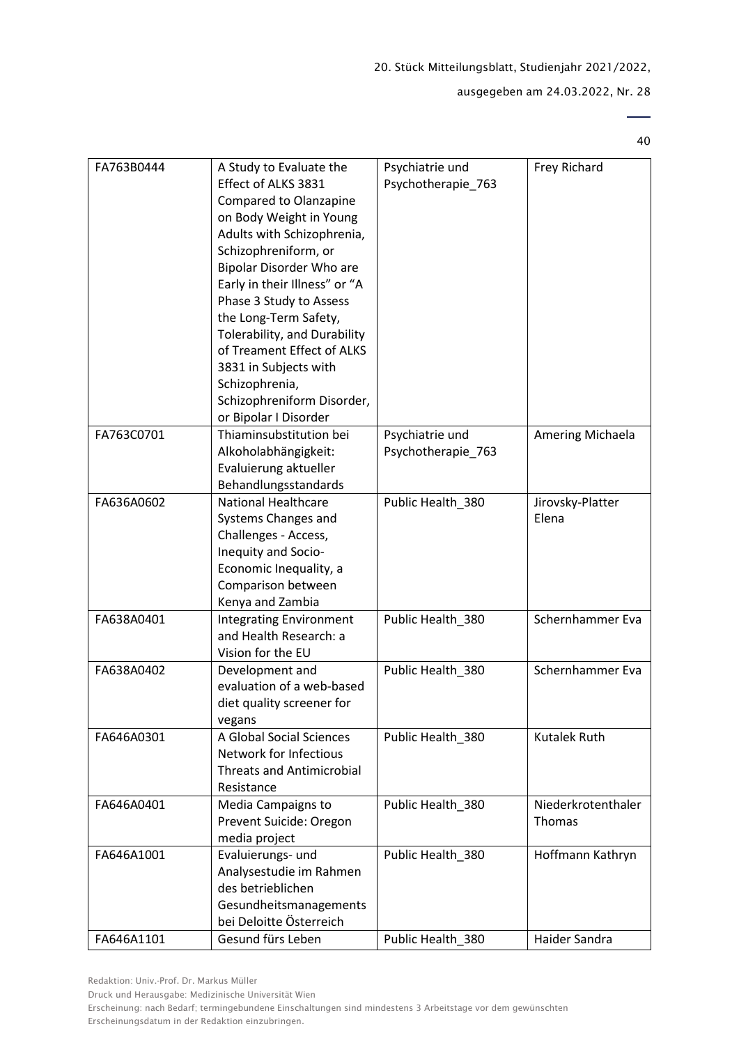| FA763B0444 | A Study to Evaluate the Effect of ALKS 3831 Compared to Olanzapine on Body Weight in Young Adults with Schizophrenia, Schizophreniform, or Bipolar Disorder Who are Early in their Illness" or "A Phase 3 Study to Assess the Long-Term Safety, Tolerability, and Durability of Treament Effect of ALKS 3831 in Subjects with Schizophrenia, Schizophreniform Disorder, or Bipolar I Disorder | Psychiatrie und Psychotherapie_763 | Frey Richard |
|---|---|---|---|
| FA763C0701 | Thiaminsubstitution bei Alkoholabhängigkeit: Evaluierung aktueller Behandlungsstandards | Psychiatrie und Psychotherapie_763 | Amering Michaela |
| FA636A0602 | National Healthcare Systems Changes and Challenges - Access, Inequity and Socio-Economic Inequality, a Comparison between Kenya and Zambia | Public Health_380 | Jirovsky-Platter Elena |
| FA638A0401 | Integrating Environment and Health Research: a Vision for the EU | Public Health_380 | Schernhammer Eva |
| FA638A0402 | Development and evaluation of a web-based diet quality screener for vegans | Public Health_380 | Schernhammer Eva |
| FA646A0301 | A Global Social Sciences Network for Infectious Threats and Antimicrobial Resistance | Public Health_380 | Kutalek Ruth |
| FA646A0401 | Media Campaigns to Prevent Suicide: Oregon media project | Public Health_380 | Niederkrotenthaler Thomas |
| FA646A1001 | Evaluierungs- und Analysestudie im Rahmen des betrieblichen Gesundheitsmanagements bei Deloitte Österreich | Public Health_380 | Hoffmann Kathryn |
| FA646A1101 | Gesund fürs Leben | Public Health_380 | Haider Sandra |

Redaktion: Univ.-Prof. Dr. Markus Müller

Druck und Herausgabe: Medizinische Universität Wien

Erscheinung: nach Bedarf; termingebundene Einschaltungen sind mindestens 3 Arbeitstage vor dem gewünschten Erscheinungsdatum in der Redaktion einzubringen.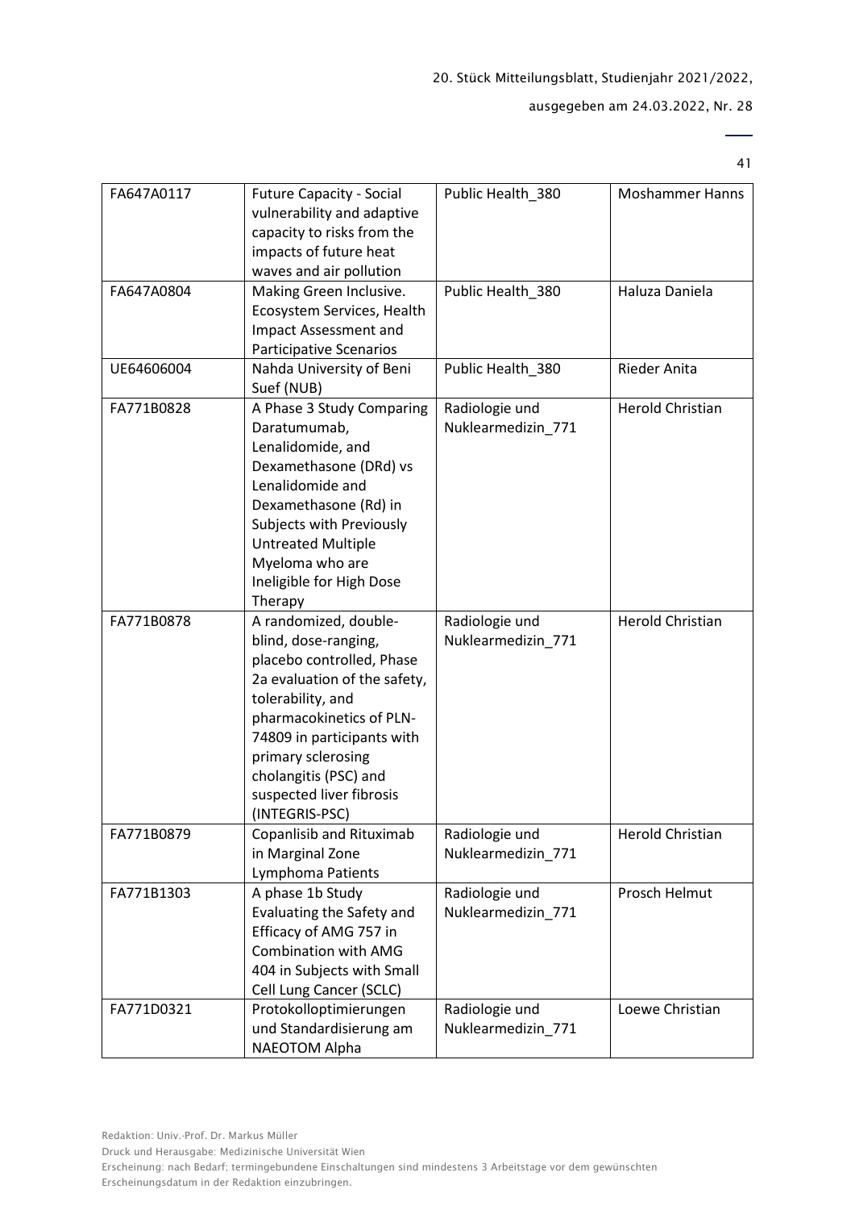| FA647A0117 | Future Capacity - Social vulnerability and adaptive capacity to risks from the impacts of future heat waves and air pollution | Public Health_380 | Moshammer Hanns |
|---|---|---|---|
| FA647A0804 | Making Green Inclusive. Ecosystem Services, Health Impact Assessment and Participative Scenarios | Public Health_380 | Haluza Daniela |
| UE64606004 | Nahda University of Beni Suef (NUB) | Public Health_380 | Rieder Anita |
| FA771B0828 | A Phase 3 Study Comparing Daratumumab, Lenalidomide, and Dexamethasone (DRd) vs Lenalidomide and Dexamethasone (Rd) in Subjects with Previously Untreated Multiple Myeloma who are Ineligible for High Dose Therapy | Radiologie und Nuklearmedizin_771 | Herold Christian |
| FA771B0878 | A randomized, double-blind, dose-ranging, placebo controlled, Phase 2a evaluation of the safety, tolerability, and pharmacokinetics of PLN-74809 in participants with primary sclerosing cholangitis (PSC) and suspected liver fibrosis (INTEGRIS-PSC) | Radiologie und Nuklearmedizin_771 | Herold Christian |
| FA771B0879 | Copanlisib and Rituximab in Marginal Zone Lymphoma Patients | Radiologie und Nuklearmedizin_771 | Herold Christian |
| FA771B1303 | A phase 1b Study Evaluating the Safety and Efficacy of AMG 757 in Combination with AMG 404 in Subjects with Small Cell Lung Cancer (SCLC) | Radiologie und Nuklearmedizin_771 | Prosch Helmut |
| FA771D0321 | Protokolloptimierungen und Standardisierung am NAEOTOM Alpha | Radiologie und Nuklearmedizin_771 | Loewe Christian |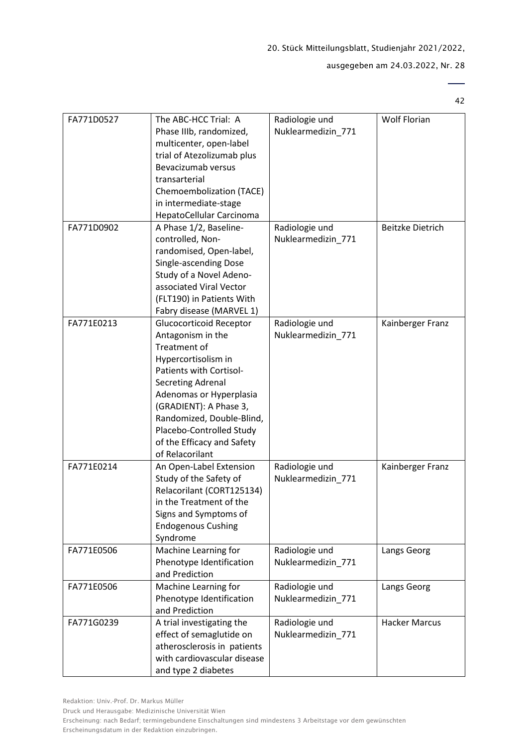| FA771D0527 | The ABC-HCC Trial: A Phase IIIb, randomized, multicenter, open-label trial of Atezolizumab plus Bevacizumab versus transarterial Chemoembolization (TACE) in intermediate-stage HepatoCellular Carcinoma | Radiologie und Nuklearmedizin_771 | Wolf Florian |
|---|---|---|---|
| FA771D0902 | A Phase 1/2, Baseline-controlled, Non-randomised, Open-label, Single-ascending Dose Study of a Novel Adeno-associated Viral Vector (FLT190) in Patients With Fabry disease (MARVEL 1) | Radiologie und Nuklearmedizin_771 | Beitzke Dietrich |
| FA771E0213 | Glucocorticoid Receptor Antagonism in the Treatment of Hypercortisolism in Patients with Cortisol-Secreting Adrenal Adenomas or Hyperplasia (GRADIENT): A Phase 3, Randomized, Double-Blind, Placebo-Controlled Study of the Efficacy and Safety of Relacorilant | Radiologie und Nuklearmedizin_771 | Kainberger Franz |
| FA771E0214 | An Open-Label Extension Study of the Safety of Relacorilant (CORT125134) in the Treatment of the Signs and Symptoms of Endogenous Cushing Syndrome | Radiologie und Nuklearmedizin_771 | Kainberger Franz |
| FA771E0506 | Machine Learning for Phenotype Identification and Prediction | Radiologie und Nuklearmedizin_771 | Langs Georg |
| FA771E0506 | Machine Learning for Phenotype Identification and Prediction | Radiologie und Nuklearmedizin_771 | Langs Georg |
| FA771G0239 | A trial investigating the effect of semaglutide on atherosclerosis in patients with cardiovascular disease and type 2 diabetes | Radiologie und Nuklearmedizin_771 | Hacker Marcus |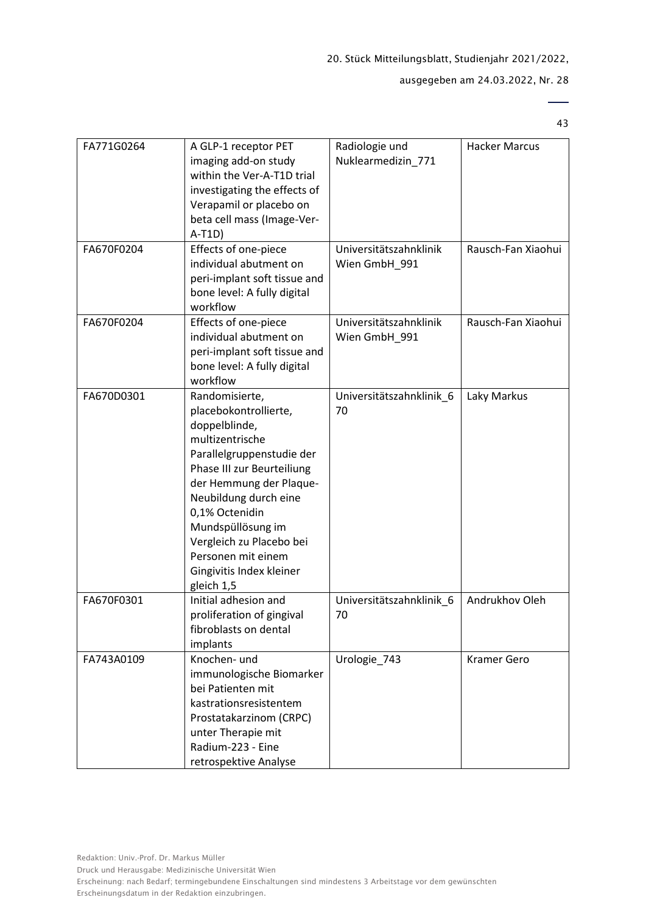| FA771G0264 | A GLP-1 receptor PET imaging add-on study within the Ver-A-T1D trial investigating the effects of Verapamil or placebo on beta cell mass (Image-Ver-A-T1D) | Radiologie und Nuklearmedizin_771 | Hacker Marcus |
|---|---|---|---|
| FA670F0204 | Effects of one-piece individual abutment on peri-implant soft tissue and bone level: A fully digital workflow | Universitätszahnklinik Wien GmbH_991 | Rausch-Fan Xiaohui |
| FA670F0204 | Effects of one-piece individual abutment on peri-implant soft tissue and bone level: A fully digital workflow | Universitätszahnklinik Wien GmbH_991 | Rausch-Fan Xiaohui |
| FA670D0301 | Randomisierte, placebokontrollierte, doppelblinde, multizentrische Parallelgruppenstudie der Phase III zur Beurteiliung der Hemmung der Plaque-Neubildung durch eine 0,1% Octenidin Mundspüllösung im Vergleich zu Placebo bei Personen mit einem Gingivitis Index kleiner gleich 1,5 | Universitätszahnklinik_670 | Laky Markus |
| FA670F0301 | Initial adhesion and proliferation of gingival fibroblasts on dental implants | Universitätszahnklinik_670 | Andrukhov Oleh |
| FA743A0109 | Knochen- und immunologische Biomarker bei Patienten mit kastrationsresistentem Prostatakarzinom (CRPC) unter Therapie mit Radium-223 - Eine retrospektive Analyse | Urologie_743 | Kramer Gero |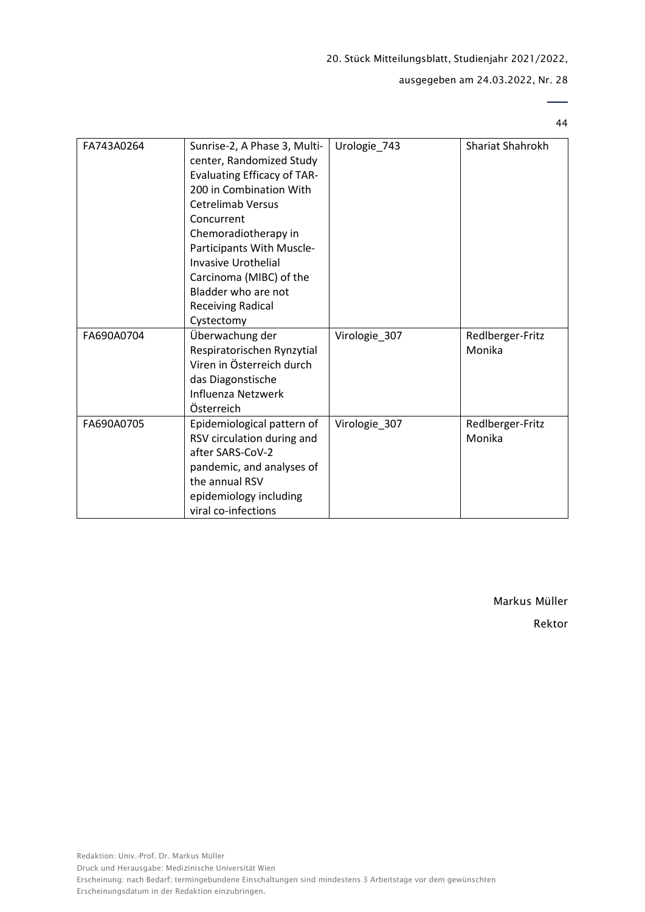| | | | |
|---|---|---|---|
| FA743A0264 | Sunrise-2, A Phase 3, Multi-center, Randomized Study Evaluating Efficacy of TAR-200 in Combination With Cetrelimab Versus Concurrent Chemoradiotherapy in Participants With Muscle-Invasive Urothelial Carcinoma (MIBC) of the Bladder who are not Receiving Radical Cystectomy | Urologie_743 | Shariat Shahrokh |
| FA690A0704 | Überwachung der Respiratorischen Rynzytial Viren in Österreich durch das Diagonstische Influenza Netzwerk Österreich | Virologie_307 | Redlberger-Fritz Monika |
| FA690A0705 | Epidemiological pattern of RSV circulation during and after SARS-CoV-2 pandemic, and analyses of the annual RSV epidemiology including viral co-infections | Virologie_307 | Redlberger-Fritz Monika |

Markus Müller

Rektor

Redaktion: Univ.-Prof. Dr. Markus Müller

Druck und Herausgabe: Medizinische Universität Wien

Erscheinung: nach Bedarf; termingebundene Einschaltungen sind mindestens 3 Arbeitstage vor dem gewünschten Erscheinungsdatum in der Redaktion einzubringen.